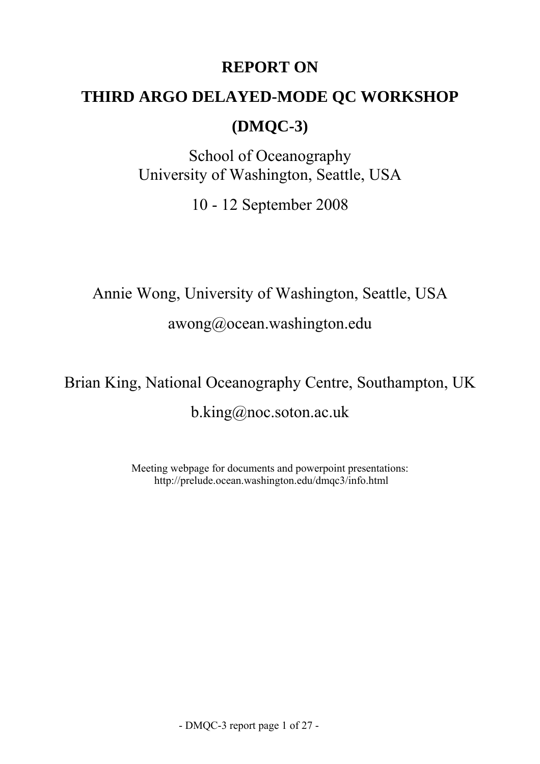# REPORT ON

# THIRD ARGO DELAYED-MODE QC WORKSHOP

# (DMQC-3)

School of Oceanography
University of Washington, Seattle, USA

10 - 12 September 2008

Annie Wong, University of Washington, Seattle, USA

awong@ocean.washington.edu

Brian King, National Oceanography Centre, Southampton, UK

b.king@noc.soton.ac.uk

Meeting webpage for documents and powerpoint presentations:
http://prelude.ocean.washington.edu/dmqc3/info.html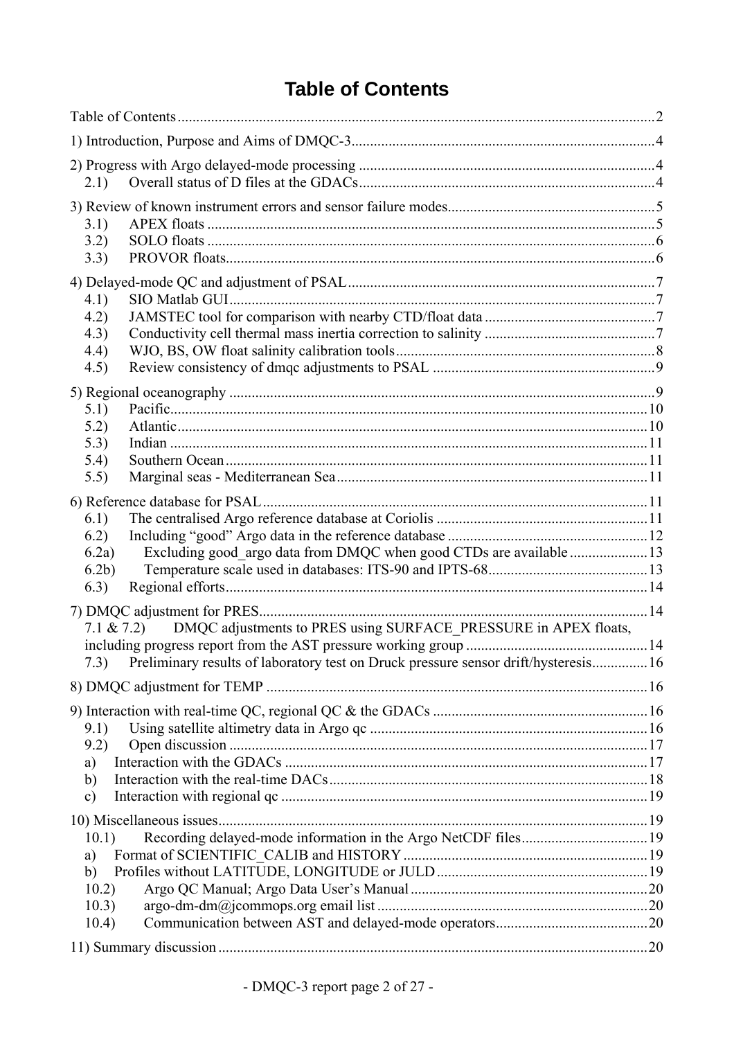# Table of Contents

Table of Contents ... 2

1) Introduction, Purpose and Aims of DMQC-3 ... 4

2) Progress with Argo delayed-mode processing ... 4
- 2.1) Overall status of D files at the GDACs ... 4

3) Review of known instrument errors and sensor failure modes ... 5
- 3.1) APEX floats ... 5
- 3.2) SOLO floats ... 6
- 3.3) PROVOR floats ... 6

4) Delayed-mode QC and adjustment of PSAL ... 7
- 4.1) SIO Matlab GUI ... 7
- 4.2) JAMSTEC tool for comparison with nearby CTD/float data ... 7
- 4.3) Conductivity cell thermal mass inertia correction to salinity ... 7
- 4.4) WJO, BS, OW float salinity calibration tools ... 8
- 4.5) Review consistency of dmqc adjustments to PSAL ... 9

5) Regional oceanography ... 9
- 5.1) Pacific ... 10
- 5.2) Atlantic ... 10
- 5.3) Indian ... 11
- 5.4) Southern Ocean ... 11
- 5.5) Marginal seas - Mediterranean Sea ... 11

6) Reference database for PSAL ... 11
- 6.1) The centralised Argo reference database at Coriolis ... 11
- 6.2) Including “good” Argo data in the reference database ... 12
- 6.2a) Excluding good_argo data from DMQC when good CTDs are available ... 13
- 6.2b) Temperature scale used in databases: ITS-90 and IPTS-68 ... 13
- 6.3) Regional efforts ... 14

7) DMQC adjustment for PRES ... 14
- 7.1 & 7.2) DMQC adjustments to PRES using SURFACE_PRESSURE in APEX floats, including progress report from the AST pressure working group ... 14
- 7.3) Preliminary results of laboratory test on Druck pressure sensor drift/hysteresis ... 16

8) DMQC adjustment for TEMP ... 16

9) Interaction with real-time QC, regional QC & the GDACs ... 16
- 9.1) Using satellite altimetry data in Argo qc ... 16
- 9.2) Open discussion ... 17
- a) Interaction with the GDACs ... 17
- b) Interaction with the real-time DACs ... 18
- c) Interaction with regional qc ... 19

10) Miscellaneous issues ... 19
- 10.1) Recording delayed-mode information in the Argo NetCDF files ... 19
- a) Format of SCIENTIFIC_CALIB and HISTORY ... 19
- b) Profiles without LATITUDE, LONGITUDE or JULD ... 19
- 10.2) Argo QC Manual; Argo Data User’s Manual ... 20
- 10.3) argo-dm-dm@jcommops.org email list ... 20
- 10.4) Communication between AST and delayed-mode operators ... 20

11) Summary discussion ... 20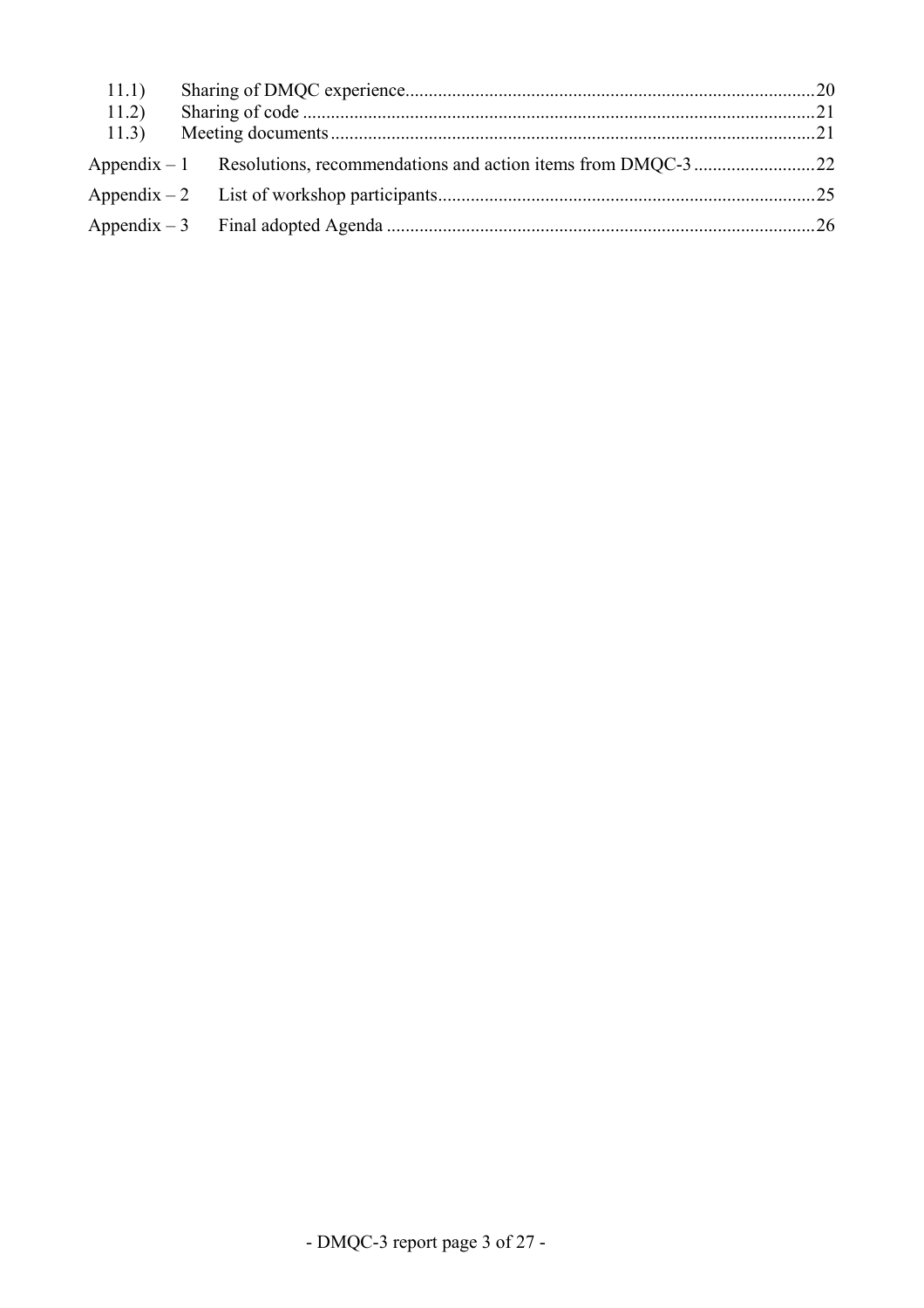11.1) Sharing of DMQC experience....................................................................................20
11.2) Sharing of code .............................................................................................................21
11.3) Meeting documents.......................................................................................................21

Appendix – 1 Resolutions, recommendations and action items from DMQC-3 ..........................22

Appendix – 2 List of workshop participants.................................................................................25

Appendix – 3 Final adopted Agenda ............................................................................................26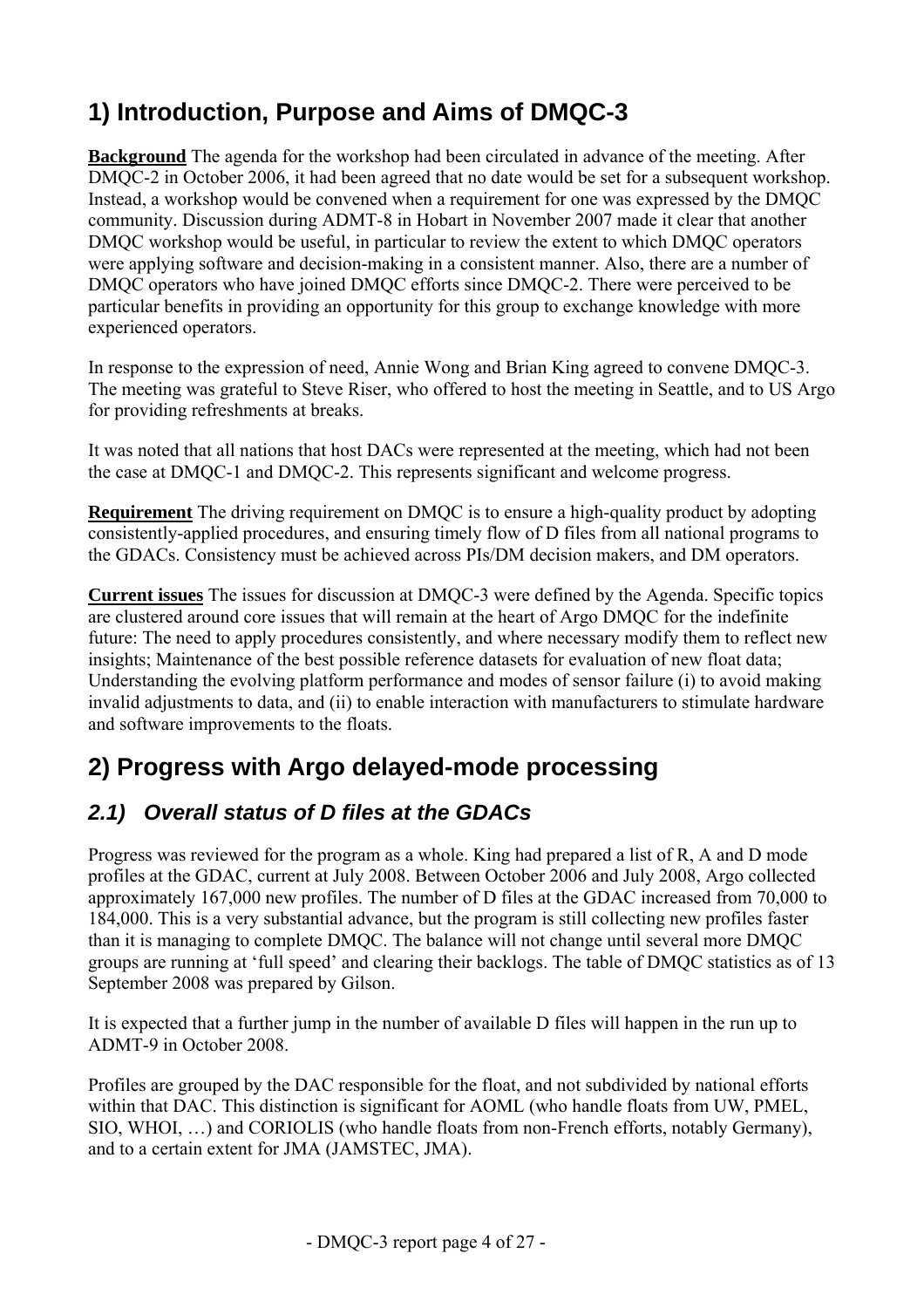# 1) Introduction, Purpose and Aims of DMQC-3

**Background** The agenda for the workshop had been circulated in advance of the meeting. After DMQC-2 in October 2006, it had been agreed that no date would be set for a subsequent workshop. Instead, a workshop would be convened when a requirement for one was expressed by the DMQC community. Discussion during ADMT-8 in Hobart in November 2007 made it clear that another DMQC workshop would be useful, in particular to review the extent to which DMQC operators were applying software and decision-making in a consistent manner. Also, there are a number of DMQC operators who have joined DMQC efforts since DMQC-2. There were perceived to be particular benefits in providing an opportunity for this group to exchange knowledge with more experienced operators.

In response to the expression of need, Annie Wong and Brian King agreed to convene DMQC-3. The meeting was grateful to Steve Riser, who offered to host the meeting in Seattle, and to US Argo for providing refreshments at breaks.

It was noted that all nations that host DACs were represented at the meeting, which had not been the case at DMQC-1 and DMQC-2. This represents significant and welcome progress.

**Requirement** The driving requirement on DMQC is to ensure a high-quality product by adopting consistently-applied procedures, and ensuring timely flow of D files from all national programs to the GDACs. Consistency must be achieved across PIs/DM decision makers, and DM operators.

**Current issues** The issues for discussion at DMQC-3 were defined by the Agenda. Specific topics are clustered around core issues that will remain at the heart of Argo DMQC for the indefinite future: The need to apply procedures consistently, and where necessary modify them to reflect new insights; Maintenance of the best possible reference datasets for evaluation of new float data; Understanding the evolving platform performance and modes of sensor failure (i) to avoid making invalid adjustments to data, and (ii) to enable interaction with manufacturers to stimulate hardware and software improvements to the floats.

# 2) Progress with Argo delayed-mode processing

## *2.1) Overall status of D files at the GDACs*

Progress was reviewed for the program as a whole. King had prepared a list of R, A and D mode profiles at the GDAC, current at July 2008. Between October 2006 and July 2008, Argo collected approximately 167,000 new profiles. The number of D files at the GDAC increased from 70,000 to 184,000. This is a very substantial advance, but the program is still collecting new profiles faster than it is managing to complete DMQC. The balance will not change until several more DMQC groups are running at 'full speed' and clearing their backlogs. The table of DMQC statistics as of 13 September 2008 was prepared by Gilson.

It is expected that a further jump in the number of available D files will happen in the run up to ADMT-9 in October 2008.

Profiles are grouped by the DAC responsible for the float, and not subdivided by national efforts within that DAC. This distinction is significant for AOML (who handle floats from UW, PMEL, SIO, WHOI, …) and CORIOLIS (who handle floats from non-French efforts, notably Germany), and to a certain extent for JMA (JAMSTEC, JMA).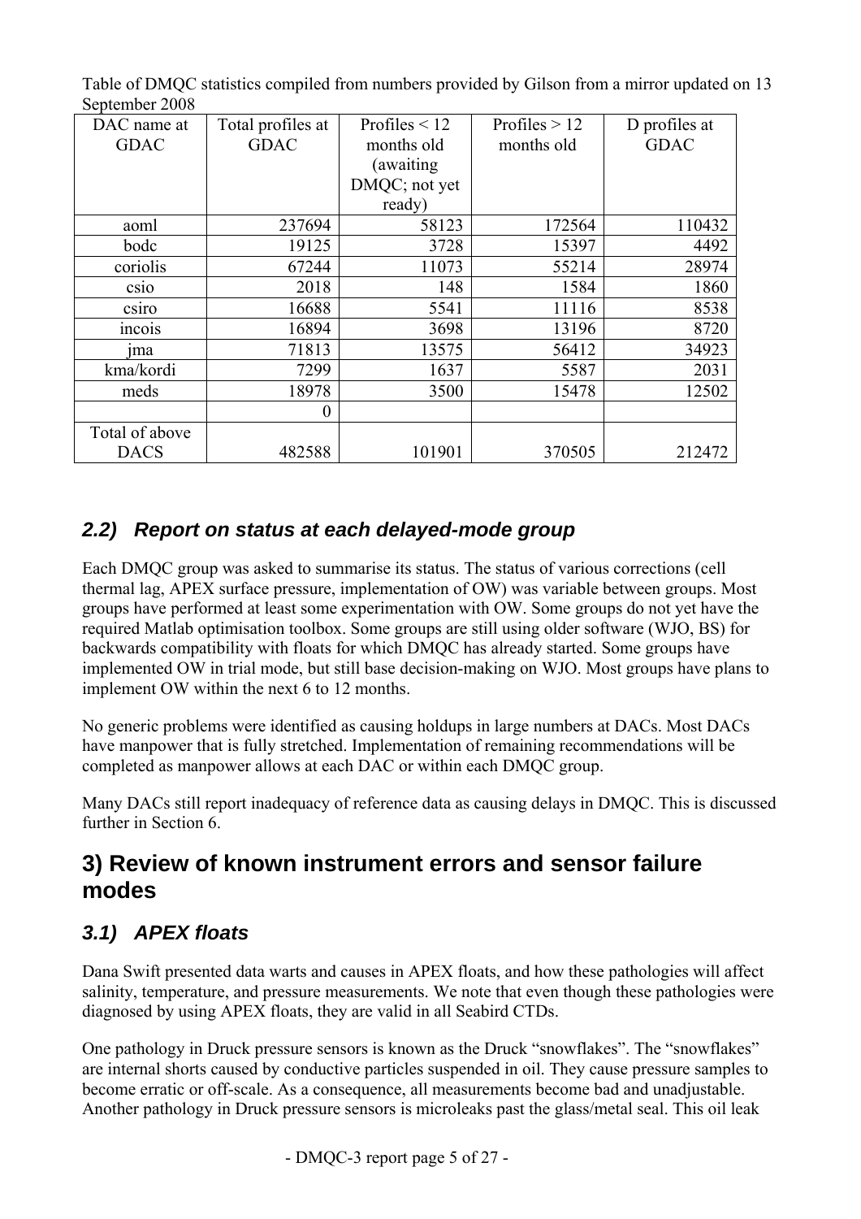Table of DMQC statistics compiled from numbers provided by Gilson from a mirror updated on 13 September 2008

| DAC name at GDAC | Total profiles at GDAC | Profiles < 12 months old (awaiting DMQC; not yet ready) | Profiles > 12 months old | D profiles at GDAC |
|---|---|---|---|---|
| aoml | 237694 | 58123 | 172564 | 110432 |
| bodc | 19125 | 3728 | 15397 | 4492 |
| coriolis | 67244 | 11073 | 55214 | 28974 |
| csio | 2018 | 148 | 1584 | 1860 |
| csiro | 16688 | 5541 | 11116 | 8538 |
| incois | 16894 | 3698 | 13196 | 8720 |
| jma | 71813 | 13575 | 56412 | 34923 |
| kma/kordi | 7299 | 1637 | 5587 | 2031 |
| meds | 18978 | 3500 | 15478 | 12502 |
| | 0 | | | |
| Total of above DACS | 482588 | 101901 | 370505 | 212472 |

### 2.2) Report on status at each delayed-mode group

Each DMQC group was asked to summarise its status. The status of various corrections (cell thermal lag, APEX surface pressure, implementation of OW) was variable between groups. Most groups have performed at least some experimentation with OW. Some groups do not yet have the required Matlab optimisation toolbox. Some groups are still using older software (WJO, BS) for backwards compatibility with floats for which DMQC has already started. Some groups have implemented OW in trial mode, but still base decision-making on WJO. Most groups have plans to implement OW within the next 6 to 12 months.

No generic problems were identified as causing holdups in large numbers at DACs. Most DACs have manpower that is fully stretched. Implementation of remaining recommendations will be completed as manpower allows at each DAC or within each DMQC group.

Many DACs still report inadequacy of reference data as causing delays in DMQC. This is discussed further in Section 6.

## 3) Review of known instrument errors and sensor failure modes

### 3.1) APEX floats

Dana Swift presented data warts and causes in APEX floats, and how these pathologies will affect salinity, temperature, and pressure measurements. We note that even though these pathologies were diagnosed by using APEX floats, they are valid in all Seabird CTDs.

One pathology in Druck pressure sensors is known as the Druck “snowflakes”. The “snowflakes” are internal shorts caused by conductive particles suspended in oil. They cause pressure samples to become erratic or off-scale. As a consequence, all measurements become bad and unadjustable. Another pathology in Druck pressure sensors is microleaks past the glass/metal seal. This oil leak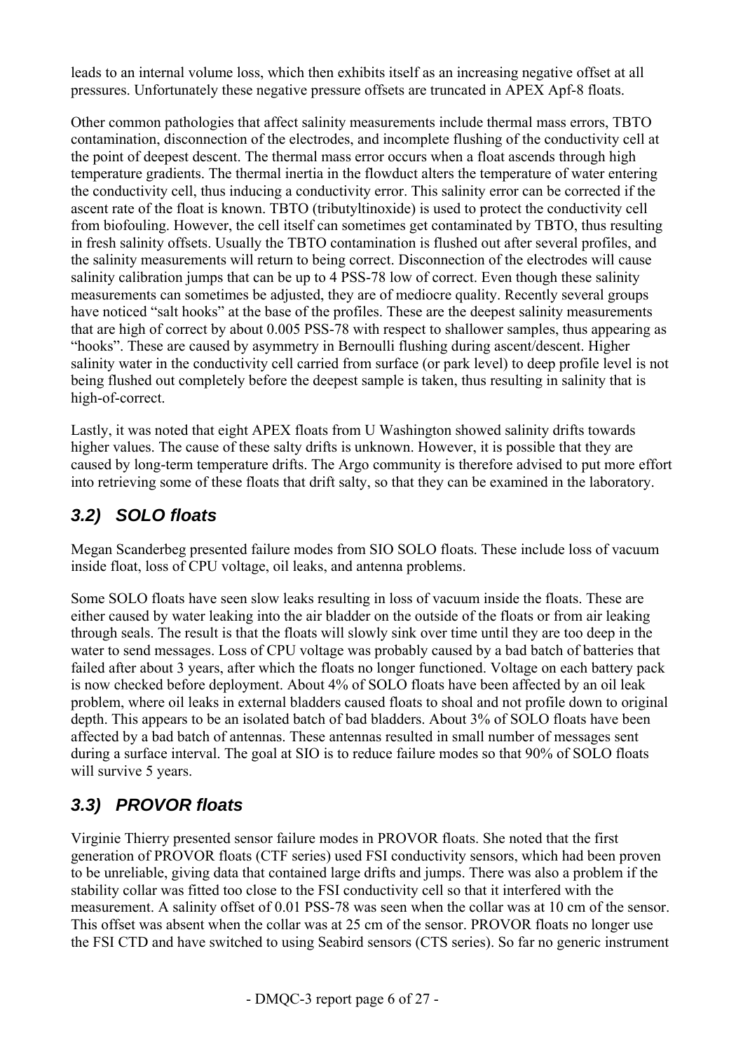leads to an internal volume loss, which then exhibits itself as an increasing negative offset at all pressures. Unfortunately these negative pressure offsets are truncated in APEX Apf-8 floats.

Other common pathologies that affect salinity measurements include thermal mass errors, TBTO contamination, disconnection of the electrodes, and incomplete flushing of the conductivity cell at the point of deepest descent. The thermal mass error occurs when a float ascends through high temperature gradients. The thermal inertia in the flowduct alters the temperature of water entering the conductivity cell, thus inducing a conductivity error. This salinity error can be corrected if the ascent rate of the float is known. TBTO (tributyltinoxide) is used to protect the conductivity cell from biofouling. However, the cell itself can sometimes get contaminated by TBTO, thus resulting in fresh salinity offsets. Usually the TBTO contamination is flushed out after several profiles, and the salinity measurements will return to being correct. Disconnection of the electrodes will cause salinity calibration jumps that can be up to 4 PSS-78 low of correct. Even though these salinity measurements can sometimes be adjusted, they are of mediocre quality. Recently several groups have noticed "salt hooks" at the base of the profiles. These are the deepest salinity measurements that are high of correct by about 0.005 PSS-78 with respect to shallower samples, thus appearing as "hooks". These are caused by asymmetry in Bernoulli flushing during ascent/descent. Higher salinity water in the conductivity cell carried from surface (or park level) to deep profile level is not being flushed out completely before the deepest sample is taken, thus resulting in salinity that is high-of-correct.

Lastly, it was noted that eight APEX floats from U Washington showed salinity drifts towards higher values. The cause of these salty drifts is unknown. However, it is possible that they are caused by long-term temperature drifts. The Argo community is therefore advised to put more effort into retrieving some of these floats that drift salty, so that they can be examined in the laboratory.

## *3.2) SOLO floats*

Megan Scanderbeg presented failure modes from SIO SOLO floats. These include loss of vacuum inside float, loss of CPU voltage, oil leaks, and antenna problems.

Some SOLO floats have seen slow leaks resulting in loss of vacuum inside the floats. These are either caused by water leaking into the air bladder on the outside of the floats or from air leaking through seals. The result is that the floats will slowly sink over time until they are too deep in the water to send messages. Loss of CPU voltage was probably caused by a bad batch of batteries that failed after about 3 years, after which the floats no longer functioned. Voltage on each battery pack is now checked before deployment. About 4% of SOLO floats have been affected by an oil leak problem, where oil leaks in external bladders caused floats to shoal and not profile down to original depth. This appears to be an isolated batch of bad bladders. About 3% of SOLO floats have been affected by a bad batch of antennas. These antennas resulted in small number of messages sent during a surface interval. The goal at SIO is to reduce failure modes so that 90% of SOLO floats will survive 5 years.

## *3.3) PROVOR floats*

Virginie Thierry presented sensor failure modes in PROVOR floats. She noted that the first generation of PROVOR floats (CTF series) used FSI conductivity sensors, which had been proven to be unreliable, giving data that contained large drifts and jumps. There was also a problem if the stability collar was fitted too close to the FSI conductivity cell so that it interfered with the measurement. A salinity offset of 0.01 PSS-78 was seen when the collar was at 10 cm of the sensor. This offset was absent when the collar was at 25 cm of the sensor. PROVOR floats no longer use the FSI CTD and have switched to using Seabird sensors (CTS series). So far no generic instrument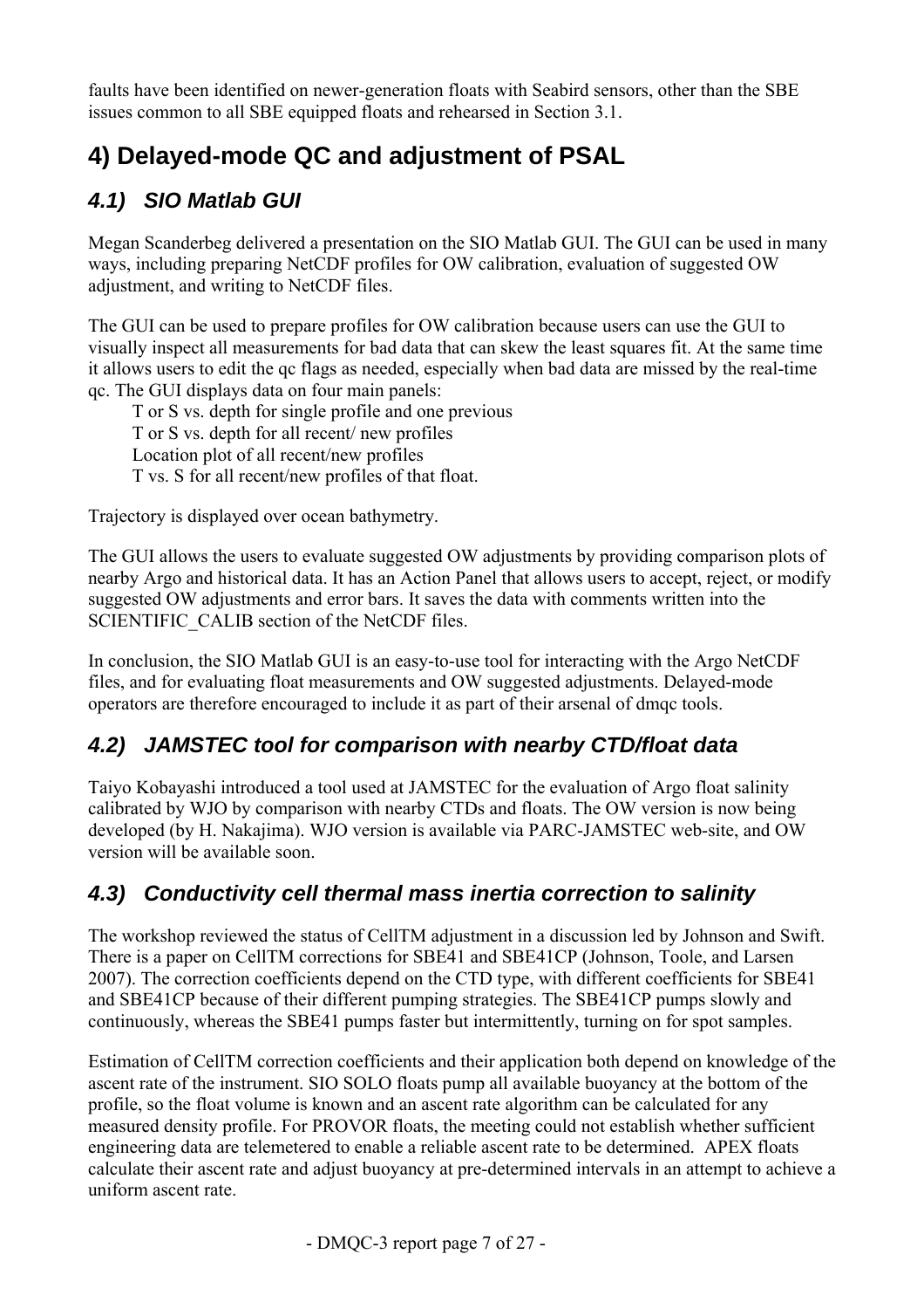faults have been identified on newer-generation floats with Seabird sensors, other than the SBE issues common to all SBE equipped floats and rehearsed in Section 3.1.

# 4) Delayed-mode QC and adjustment of PSAL

## 4.1) SIO Matlab GUI

Megan Scanderbeg delivered a presentation on the SIO Matlab GUI. The GUI can be used in many ways, including preparing NetCDF profiles for OW calibration, evaluation of suggested OW adjustment, and writing to NetCDF files.

The GUI can be used to prepare profiles for OW calibration because users can use the GUI to visually inspect all measurements for bad data that can skew the least squares fit. At the same time it allows users to edit the qc flags as needed, especially when bad data are missed by the real-time qc. The GUI displays data on four main panels:

- T or S vs. depth for single profile and one previous
- T or S vs. depth for all recent/ new profiles
- Location plot of all recent/new profiles
- T vs. S for all recent/new profiles of that float.

Trajectory is displayed over ocean bathymetry.

The GUI allows the users to evaluate suggested OW adjustments by providing comparison plots of nearby Argo and historical data. It has an Action Panel that allows users to accept, reject, or modify suggested OW adjustments and error bars. It saves the data with comments written into the SCIENTIFIC_CALIB section of the NetCDF files.

In conclusion, the SIO Matlab GUI is an easy-to-use tool for interacting with the Argo NetCDF files, and for evaluating float measurements and OW suggested adjustments. Delayed-mode operators are therefore encouraged to include it as part of their arsenal of dmqc tools.

## 4.2) JAMSTEC tool for comparison with nearby CTD/float data

Taiyo Kobayashi introduced a tool used at JAMSTEC for the evaluation of Argo float salinity calibrated by WJO by comparison with nearby CTDs and floats. The OW version is now being developed (by H. Nakajima). WJO version is available via PARC-JAMSTEC web-site, and OW version will be available soon.

## 4.3) Conductivity cell thermal mass inertia correction to salinity

The workshop reviewed the status of CellTM adjustment in a discussion led by Johnson and Swift. There is a paper on CellTM corrections for SBE41 and SBE41CP (Johnson, Toole, and Larsen 2007). The correction coefficients depend on the CTD type, with different coefficients for SBE41 and SBE41CP because of their different pumping strategies. The SBE41CP pumps slowly and continuously, whereas the SBE41 pumps faster but intermittently, turning on for spot samples.

Estimation of CellTM correction coefficients and their application both depend on knowledge of the ascent rate of the instrument. SIO SOLO floats pump all available buoyancy at the bottom of the profile, so the float volume is known and an ascent rate algorithm can be calculated for any measured density profile. For PROVOR floats, the meeting could not establish whether sufficient engineering data are telemetered to enable a reliable ascent rate to be determined. APEX floats calculate their ascent rate and adjust buoyancy at pre-determined intervals in an attempt to achieve a uniform ascent rate.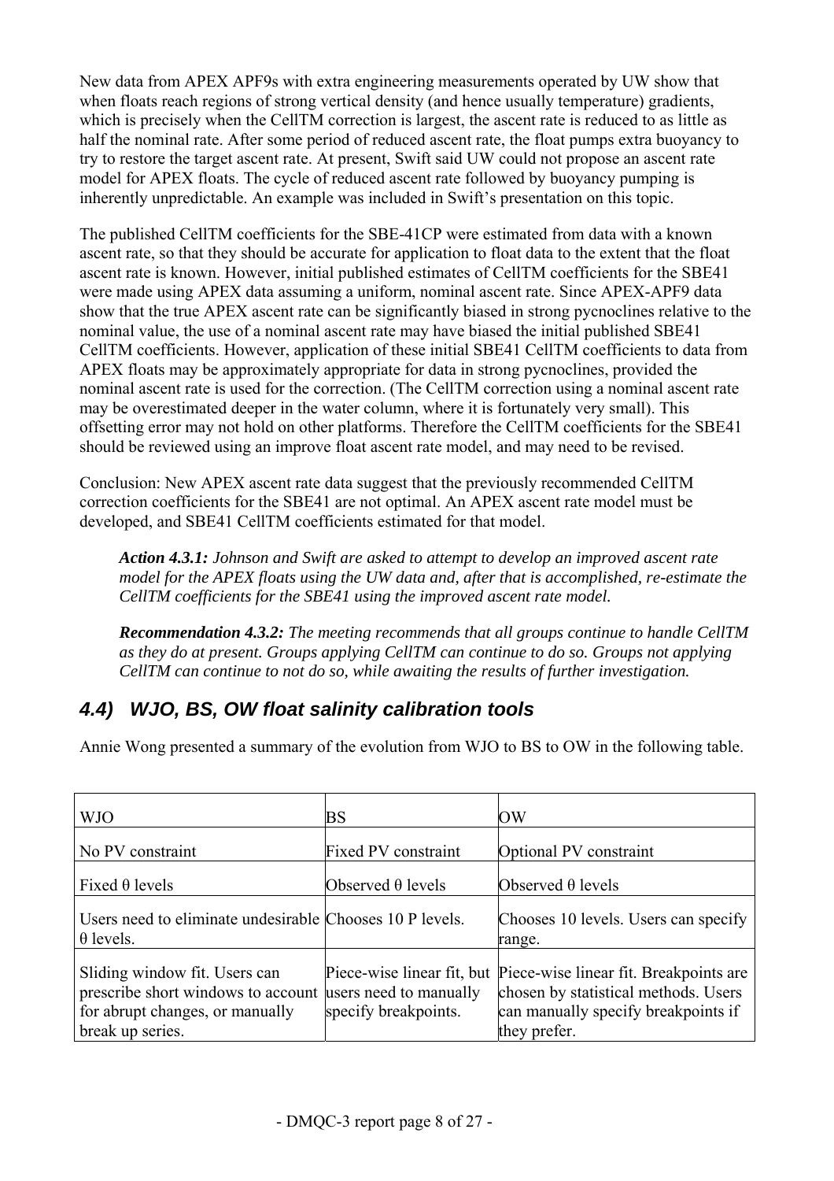New data from APEX APF9s with extra engineering measurements operated by UW show that when floats reach regions of strong vertical density (and hence usually temperature) gradients, which is precisely when the CellTM correction is largest, the ascent rate is reduced to as little as half the nominal rate. After some period of reduced ascent rate, the float pumps extra buoyancy to try to restore the target ascent rate. At present, Swift said UW could not propose an ascent rate model for APEX floats. The cycle of reduced ascent rate followed by buoyancy pumping is inherently unpredictable. An example was included in Swift's presentation on this topic.

The published CellTM coefficients for the SBE-41CP were estimated from data with a known ascent rate, so that they should be accurate for application to float data to the extent that the float ascent rate is known. However, initial published estimates of CellTM coefficients for the SBE41 were made using APEX data assuming a uniform, nominal ascent rate. Since APEX-APF9 data show that the true APEX ascent rate can be significantly biased in strong pycnoclines relative to the nominal value, the use of a nominal ascent rate may have biased the initial published SBE41 CellTM coefficients. However, application of these initial SBE41 CellTM coefficients to data from APEX floats may be approximately appropriate for data in strong pycnoclines, provided the nominal ascent rate is used for the correction. (The CellTM correction using a nominal ascent rate may be overestimated deeper in the water column, where it is fortunately very small). This offsetting error may not hold on other platforms. Therefore the CellTM coefficients for the SBE41 should be reviewed using an improve float ascent rate model, and may need to be revised.

Conclusion: New APEX ascent rate data suggest that the previously recommended CellTM correction coefficients for the SBE41 are not optimal. An APEX ascent rate model must be developed, and SBE41 CellTM coefficients estimated for that model.

> ***Action 4.3.1:*** *Johnson and Swift are asked to attempt to develop an improved ascent rate model for the APEX floats using the UW data and, after that is accomplished, re-estimate the CellTM coefficients for the SBE41 using the improved ascent rate model.*

> ***Recommendation 4.3.2:*** *The meeting recommends that all groups continue to handle CellTM as they do at present. Groups applying CellTM can continue to do so. Groups not applying CellTM can continue to not do so, while awaiting the results of further investigation.*

## 4.4) WJO, BS, OW float salinity calibration tools

Annie Wong presented a summary of the evolution from WJO to BS to OW in the following table.

| WJO | BS | OW |
|---|---|---|
| No PV constraint | Fixed PV constraint | Optional PV constraint |
| Fixed θ levels | Observed θ levels | Observed θ levels |
| Users need to eliminate undesirable θ levels. | Chooses 10 P levels. | Chooses 10 levels. Users can specify range. |
| Sliding window fit. Users can prescribe short windows to account for abrupt changes, or manually break up series. | Piece-wise linear fit, but users need to manually specify breakpoints. | Piece-wise linear fit. Breakpoints are chosen by statistical methods. Users can manually specify breakpoints if they prefer. |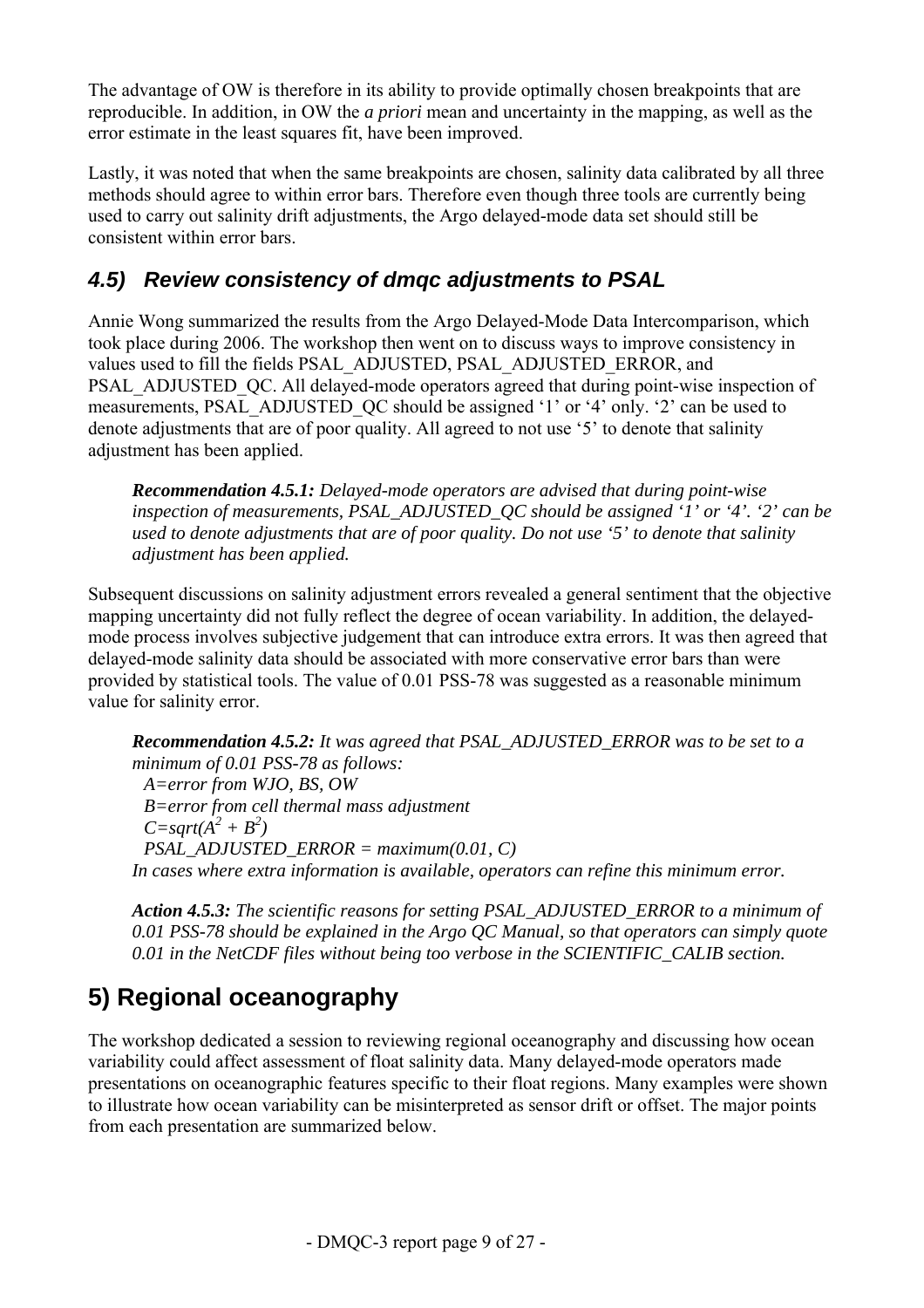The advantage of OW is therefore in its ability to provide optimally chosen breakpoints that are reproducible. In addition, in OW the *a priori* mean and uncertainty in the mapping, as well as the error estimate in the least squares fit, have been improved.

Lastly, it was noted that when the same breakpoints are chosen, salinity data calibrated by all three methods should agree to within error bars. Therefore even though three tools are currently being used to carry out salinity drift adjustments, the Argo delayed-mode data set should still be consistent within error bars.

### *4.5) Review consistency of dmqc adjustments to PSAL*

Annie Wong summarized the results from the Argo Delayed-Mode Data Intercomparison, which took place during 2006. The workshop then went on to discuss ways to improve consistency in values used to fill the fields PSAL_ADJUSTED, PSAL_ADJUSTED_ERROR, and PSAL_ADJUSTED_QC. All delayed-mode operators agreed that during point-wise inspection of measurements, PSAL_ADJUSTED_QC should be assigned '1' or '4' only. '2' can be used to denote adjustments that are of poor quality. All agreed to not use '5' to denote that salinity adjustment has been applied.

> ***Recommendation 4.5.1:*** *Delayed-mode operators are advised that during point-wise inspection of measurements, PSAL_ADJUSTED_QC should be assigned '1' or '4'. '2' can be used to denote adjustments that are of poor quality. Do not use '5' to denote that salinity adjustment has been applied.*

Subsequent discussions on salinity adjustment errors revealed a general sentiment that the objective mapping uncertainty did not fully reflect the degree of ocean variability. In addition, the delayed-mode process involves subjective judgement that can introduce extra errors. It was then agreed that delayed-mode salinity data should be associated with more conservative error bars than were provided by statistical tools. The value of 0.01 PSS-78 was suggested as a reasonable minimum value for salinity error.

> ***Recommendation 4.5.2:*** *It was agreed that PSAL_ADJUSTED_ERROR was to be set to a minimum of 0.01 PSS-78 as follows:*
> *A=error from WJO, BS, OW*
> *B=error from cell thermal mass adjustment*
> $C=sqrt(A^2 + B^2)$
> *PSAL_ADJUSTED_ERROR = maximum(0.01, C)*
> *In cases where extra information is available, operators can refine this minimum error.*

> ***Action 4.5.3:*** *The scientific reasons for setting PSAL_ADJUSTED_ERROR to a minimum of 0.01 PSS-78 should be explained in the Argo QC Manual, so that operators can simply quote 0.01 in the NetCDF files without being too verbose in the SCIENTIFIC_CALIB section.*

## 5) Regional oceanography

The workshop dedicated a session to reviewing regional oceanography and discussing how ocean variability could affect assessment of float salinity data. Many delayed-mode operators made presentations on oceanographic features specific to their float regions. Many examples were shown to illustrate how ocean variability can be misinterpreted as sensor drift or offset. The major points from each presentation are summarized below.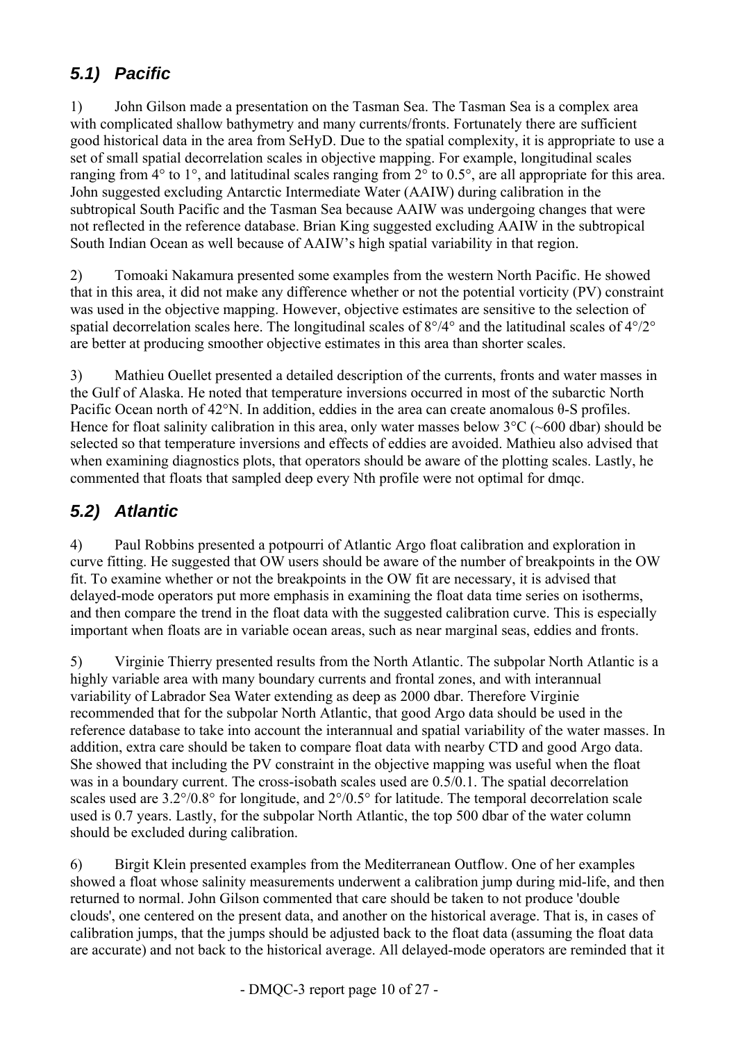## *5.1) Pacific*

1) John Gilson made a presentation on the Tasman Sea. The Tasman Sea is a complex area with complicated shallow bathymetry and many currents/fronts. Fortunately there are sufficient good historical data in the area from SeHyD. Due to the spatial complexity, it is appropriate to use a set of small spatial decorrelation scales in objective mapping. For example, longitudinal scales ranging from 4° to 1°, and latitudinal scales ranging from 2° to 0.5°, are all appropriate for this area. John suggested excluding Antarctic Intermediate Water (AAIW) during calibration in the subtropical South Pacific and the Tasman Sea because AAIW was undergoing changes that were not reflected in the reference database. Brian King suggested excluding AAIW in the subtropical South Indian Ocean as well because of AAIW's high spatial variability in that region.

2) Tomoaki Nakamura presented some examples from the western North Pacific. He showed that in this area, it did not make any difference whether or not the potential vorticity (PV) constraint was used in the objective mapping. However, objective estimates are sensitive to the selection of spatial decorrelation scales here. The longitudinal scales of 8°/4° and the latitudinal scales of 4°/2° are better at producing smoother objective estimates in this area than shorter scales.

3) Mathieu Ouellet presented a detailed description of the currents, fronts and water masses in the Gulf of Alaska. He noted that temperature inversions occurred in most of the subarctic North Pacific Ocean north of 42°N. In addition, eddies in the area can create anomalous θ-S profiles. Hence for float salinity calibration in this area, only water masses below 3°C (~600 dbar) should be selected so that temperature inversions and effects of eddies are avoided. Mathieu also advised that when examining diagnostics plots, that operators should be aware of the plotting scales. Lastly, he commented that floats that sampled deep every Nth profile were not optimal for dmqc.

## *5.2) Atlantic*

4) Paul Robbins presented a potpourri of Atlantic Argo float calibration and exploration in curve fitting. He suggested that OW users should be aware of the number of breakpoints in the OW fit. To examine whether or not the breakpoints in the OW fit are necessary, it is advised that delayed-mode operators put more emphasis in examining the float data time series on isotherms, and then compare the trend in the float data with the suggested calibration curve. This is especially important when floats are in variable ocean areas, such as near marginal seas, eddies and fronts.

5) Virginie Thierry presented results from the North Atlantic. The subpolar North Atlantic is a highly variable area with many boundary currents and frontal zones, and with interannual variability of Labrador Sea Water extending as deep as 2000 dbar. Therefore Virginie recommended that for the subpolar North Atlantic, that good Argo data should be used in the reference database to take into account the interannual and spatial variability of the water masses. In addition, extra care should be taken to compare float data with nearby CTD and good Argo data. She showed that including the PV constraint in the objective mapping was useful when the float was in a boundary current. The cross-isobath scales used are 0.5/0.1. The spatial decorrelation scales used are 3.2°/0.8° for longitude, and 2°/0.5° for latitude. The temporal decorrelation scale used is 0.7 years. Lastly, for the subpolar North Atlantic, the top 500 dbar of the water column should be excluded during calibration.

6) Birgit Klein presented examples from the Mediterranean Outflow. One of her examples showed a float whose salinity measurements underwent a calibration jump during mid-life, and then returned to normal. John Gilson commented that care should be taken to not produce 'double clouds', one centered on the present data, and another on the historical average. That is, in cases of calibration jumps, that the jumps should be adjusted back to the float data (assuming the float data are accurate) and not back to the historical average. All delayed-mode operators are reminded that it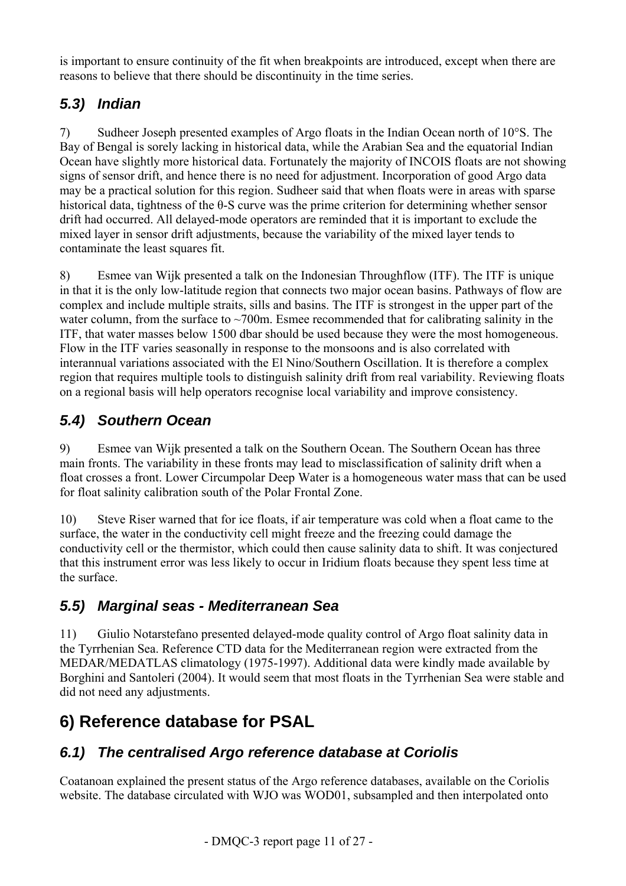is important to ensure continuity of the fit when breakpoints are introduced, except when there are reasons to believe that there should be discontinuity in the time series.

### *5.3) Indian*

7) Sudheer Joseph presented examples of Argo floats in the Indian Ocean north of 10°S. The Bay of Bengal is sorely lacking in historical data, while the Arabian Sea and the equatorial Indian Ocean have slightly more historical data. Fortunately the majority of INCOIS floats are not showing signs of sensor drift, and hence there is no need for adjustment. Incorporation of good Argo data may be a practical solution for this region. Sudheer said that when floats were in areas with sparse historical data, tightness of the θ-S curve was the prime criterion for determining whether sensor drift had occurred. All delayed-mode operators are reminded that it is important to exclude the mixed layer in sensor drift adjustments, because the variability of the mixed layer tends to contaminate the least squares fit.

8) Esmee van Wijk presented a talk on the Indonesian Throughflow (ITF). The ITF is unique in that it is the only low-latitude region that connects two major ocean basins. Pathways of flow are complex and include multiple straits, sills and basins. The ITF is strongest in the upper part of the water column, from the surface to ~700m. Esmee recommended that for calibrating salinity in the ITF, that water masses below 1500 dbar should be used because they were the most homogeneous. Flow in the ITF varies seasonally in response to the monsoons and is also correlated with interannual variations associated with the El Nino/Southern Oscillation. It is therefore a complex region that requires multiple tools to distinguish salinity drift from real variability. Reviewing floats on a regional basis will help operators recognise local variability and improve consistency.

### *5.4) Southern Ocean*

9) Esmee van Wijk presented a talk on the Southern Ocean. The Southern Ocean has three main fronts. The variability in these fronts may lead to misclassification of salinity drift when a float crosses a front. Lower Circumpolar Deep Water is a homogeneous water mass that can be used for float salinity calibration south of the Polar Frontal Zone.

10) Steve Riser warned that for ice floats, if air temperature was cold when a float came to the surface, the water in the conductivity cell might freeze and the freezing could damage the conductivity cell or the thermistor, which could then cause salinity data to shift. It was conjectured that this instrument error was less likely to occur in Iridium floats because they spent less time at the surface.

### *5.5) Marginal seas - Mediterranean Sea*

11) Giulio Notarstefano presented delayed-mode quality control of Argo float salinity data in the Tyrrhenian Sea. Reference CTD data for the Mediterranean region were extracted from the MEDAR/MEDATLAS climatology (1975-1997). Additional data were kindly made available by Borghini and Santoleri (2004). It would seem that most floats in the Tyrrhenian Sea were stable and did not need any adjustments.

## 6) Reference database for PSAL

### *6.1) The centralised Argo reference database at Coriolis*

Coatanoan explained the present status of the Argo reference databases, available on the Coriolis website. The database circulated with WJO was WOD01, subsampled and then interpolated onto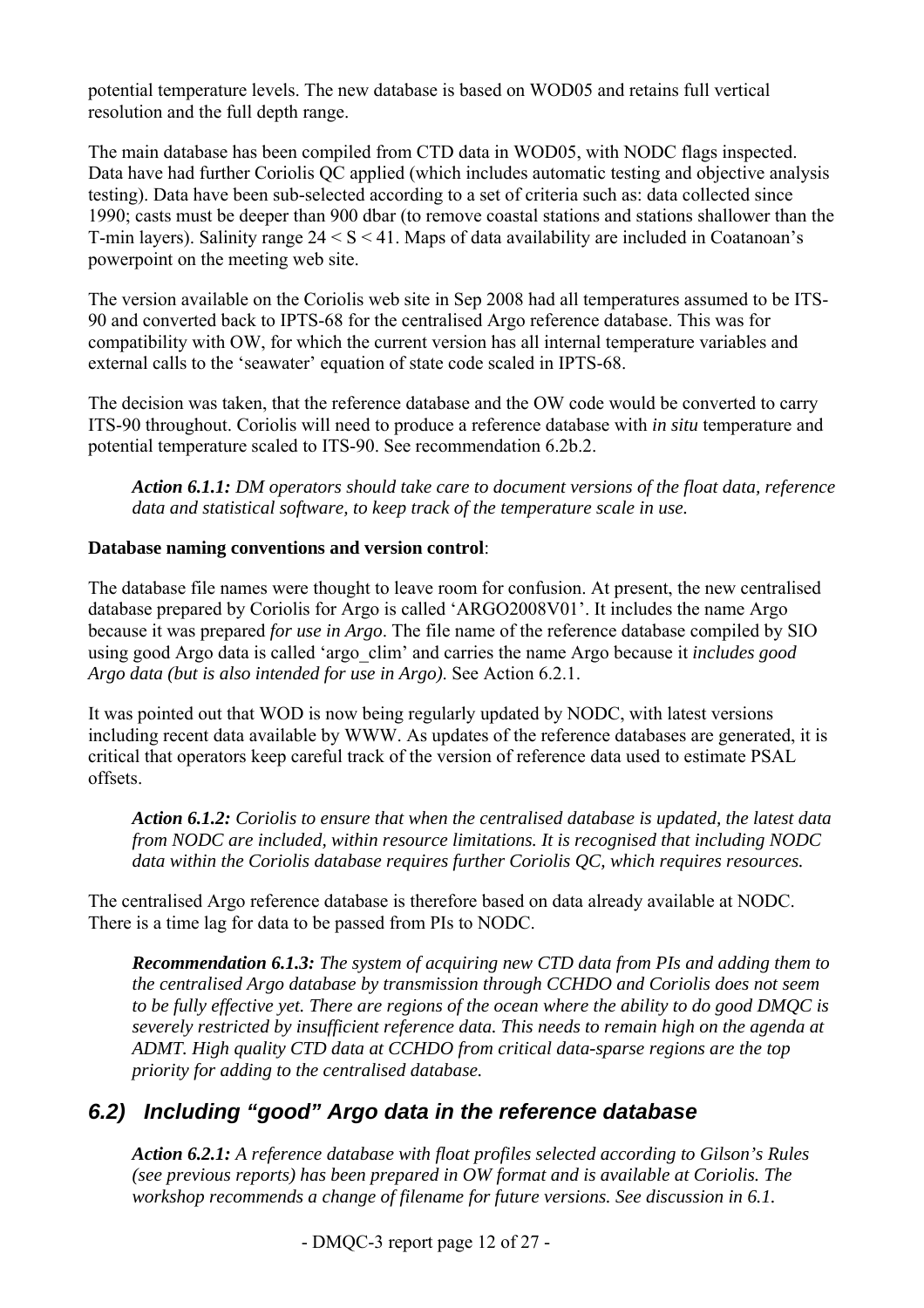potential temperature levels. The new database is based on WOD05 and retains full vertical resolution and the full depth range.

The main database has been compiled from CTD data in WOD05, with NODC flags inspected. Data have had further Coriolis QC applied (which includes automatic testing and objective analysis testing). Data have been sub-selected according to a set of criteria such as: data collected since 1990; casts must be deeper than 900 dbar (to remove coastal stations and stations shallower than the T-min layers). Salinity range $24 < S < 41$. Maps of data availability are included in Coatanoan's powerpoint on the meeting web site.

The version available on the Coriolis web site in Sep 2008 had all temperatures assumed to be ITS-90 and converted back to IPTS-68 for the centralised Argo reference database. This was for compatibility with OW, for which the current version has all internal temperature variables and external calls to the 'seawater' equation of state code scaled in IPTS-68.

The decision was taken, that the reference database and the OW code would be converted to carry ITS-90 throughout. Coriolis will need to produce a reference database with *in situ* temperature and potential temperature scaled to ITS-90. See recommendation 6.2b.2.

> ***Action 6.1.1:*** *DM operators should take care to document versions of the float data, reference data and statistical software, to keep track of the temperature scale in use.*

**Database naming conventions and version control**:

The database file names were thought to leave room for confusion. At present, the new centralised database prepared by Coriolis for Argo is called 'ARGO2008V01'. It includes the name Argo because it was prepared *for use in Argo*. The file name of the reference database compiled by SIO using good Argo data is called 'argo_clim' and carries the name Argo because it *includes good Argo data (but is also intended for use in Argo)*. See Action 6.2.1.

It was pointed out that WOD is now being regularly updated by NODC, with latest versions including recent data available by WWW. As updates of the reference databases are generated, it is critical that operators keep careful track of the version of reference data used to estimate PSAL offsets.

> ***Action 6.1.2:*** *Coriolis to ensure that when the centralised database is updated, the latest data from NODC are included, within resource limitations. It is recognised that including NODC data within the Coriolis database requires further Coriolis QC, which requires resources.*

The centralised Argo reference database is therefore based on data already available at NODC. There is a time lag for data to be passed from PIs to NODC.

> ***Recommendation 6.1.3:*** *The system of acquiring new CTD data from PIs and adding them to the centralised Argo database by transmission through CCHDO and Coriolis does not seem to be fully effective yet. There are regions of the ocean where the ability to do good DMQC is severely restricted by insufficient reference data. This needs to remain high on the agenda at ADMT. High quality CTD data at CCHDO from critical data-sparse regions are the top priority for adding to the centralised database.*

## 6.2) Including "good" Argo data in the reference database

> ***Action 6.2.1:*** *A reference database with float profiles selected according to Gilson's Rules (see previous reports) has been prepared in OW format and is available at Coriolis. The workshop recommends a change of filename for future versions. See discussion in 6.1.*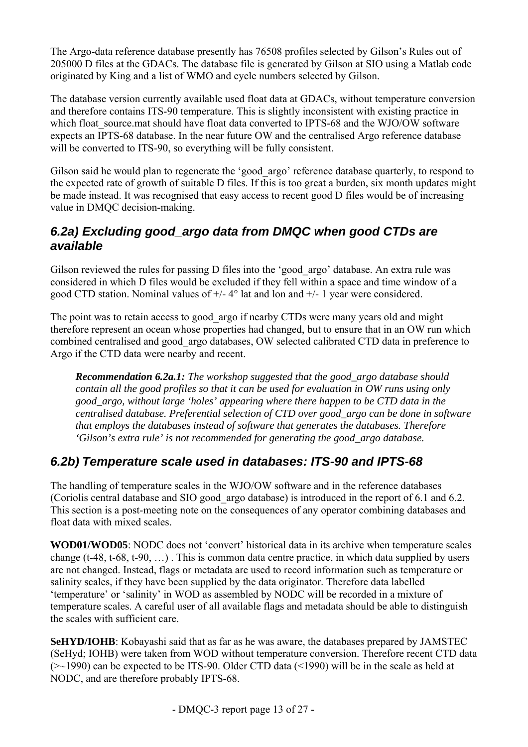The Argo-data reference database presently has 76508 profiles selected by Gilson's Rules out of 205000 D files at the GDACs. The database file is generated by Gilson at SIO using a Matlab code originated by King and a list of WMO and cycle numbers selected by Gilson.

The database version currently available used float data at GDACs, without temperature conversion and therefore contains ITS-90 temperature. This is slightly inconsistent with existing practice in which float_source.mat should have float data converted to IPTS-68 and the WJO/OW software expects an IPTS-68 database. In the near future OW and the centralised Argo reference database will be converted to ITS-90, so everything will be fully consistent.

Gilson said he would plan to regenerate the 'good_argo' reference database quarterly, to respond to the expected rate of growth of suitable D files. If this is too great a burden, six month updates might be made instead. It was recognised that easy access to recent good D files would be of increasing value in DMQC decision-making.

### 6.2a) Excluding good_argo data from DMQC when good CTDs are available

Gilson reviewed the rules for passing D files into the 'good_argo' database. An extra rule was considered in which D files would be excluded if they fell within a space and time window of a good CTD station. Nominal values of +/- 4° lat and lon and +/- 1 year were considered.

The point was to retain access to good_argo if nearby CTDs were many years old and might therefore represent an ocean whose properties had changed, but to ensure that in an OW run which combined centralised and good_argo databases, OW selected calibrated CTD data in preference to Argo if the CTD data were nearby and recent.

> ***Recommendation 6.2a.1:*** *The workshop suggested that the good_argo database should contain all the good profiles so that it can be used for evaluation in OW runs using only good_argo, without large 'holes' appearing where there happen to be CTD data in the centralised database. Preferential selection of CTD over good_argo can be done in software that employs the databases instead of software that generates the databases. Therefore 'Gilson's extra rule' is not recommended for generating the good_argo database.*

### 6.2b) Temperature scale used in databases: ITS-90 and IPTS-68

The handling of temperature scales in the WJO/OW software and in the reference databases (Coriolis central database and SIO good_argo database) is introduced in the report of 6.1 and 6.2. This section is a post-meeting note on the consequences of any operator combining databases and float data with mixed scales.

**WOD01/WOD05**: NODC does not 'convert' historical data in its archive when temperature scales change (t-48, t-68, t-90, …) . This is common data centre practice, in which data supplied by users are not changed. Instead, flags or metadata are used to record information such as temperature or salinity scales, if they have been supplied by the data originator. Therefore data labelled 'temperature' or 'salinity' in WOD as assembled by NODC will be recorded in a mixture of temperature scales. A careful user of all available flags and metadata should be able to distinguish the scales with sufficient care.

**SeHYD/IOHB**: Kobayashi said that as far as he was aware, the databases prepared by JAMSTEC (SeHyd; IOHB) were taken from WOD without temperature conversion. Therefore recent CTD data (>~1990) can be expected to be ITS-90. Older CTD data (<1990) will be in the scale as held at NODC, and are therefore probably IPTS-68.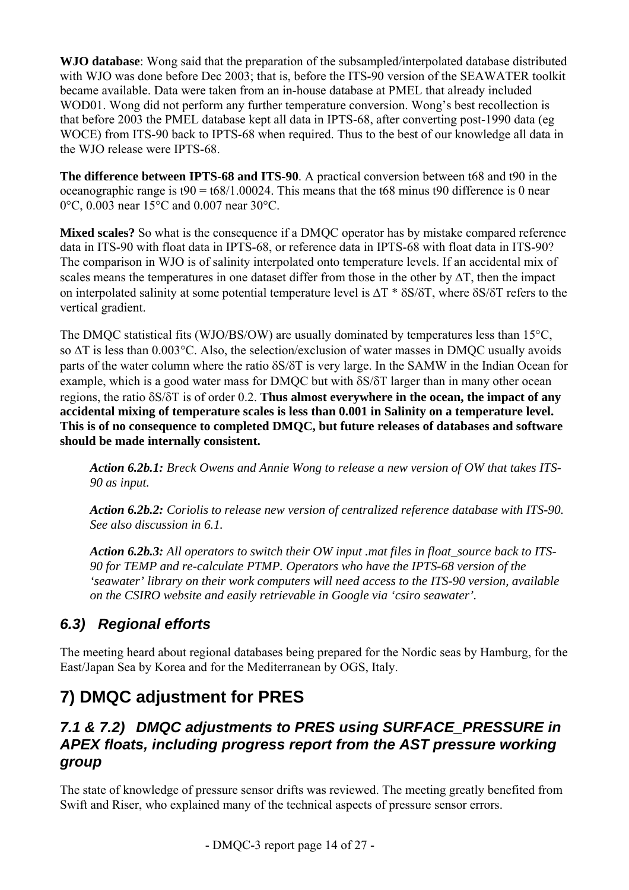**WJO database**: Wong said that the preparation of the subsampled/interpolated database distributed with WJO was done before Dec 2003; that is, before the ITS-90 version of the SEAWATER toolkit became available. Data were taken from an in-house database at PMEL that already included WOD01. Wong did not perform any further temperature conversion. Wong's best recollection is that before 2003 the PMEL database kept all data in IPTS-68, after converting post-1990 data (eg WOCE) from ITS-90 back to IPTS-68 when required. Thus to the best of our knowledge all data in the WJO release were IPTS-68.

**The difference between IPTS-68 and ITS-90**. A practical conversion between t68 and t90 in the oceanographic range is $t90 = t68/1.00024$. This means that the t68 minus t90 difference is 0 near 0°C, 0.003 near 15°C and 0.007 near 30°C.

**Mixed scales?** So what is the consequence if a DMQC operator has by mistake compared reference data in ITS-90 with float data in IPTS-68, or reference data in IPTS-68 with float data in ITS-90? The comparison in WJO is of salinity interpolated onto temperature levels. If an accidental mix of scales means the temperatures in one dataset differ from those in the other by $\Delta T$, then the impact on interpolated salinity at some potential temperature level is $\Delta T * \delta S/\delta T$, where $\delta S/\delta T$ refers to the vertical gradient.

The DMQC statistical fits (WJO/BS/OW) are usually dominated by temperatures less than 15°C, so $\Delta T$ is less than 0.003°C. Also, the selection/exclusion of water masses in DMQC usually avoids parts of the water column where the ratio $\delta S/\delta T$ is very large. In the SAMW in the Indian Ocean for example, which is a good water mass for DMQC but with $\delta S/\delta T$ larger than in many other ocean regions, the ratio $\delta S/\delta T$ is of order 0.2. **Thus almost everywhere in the ocean, the impact of any accidental mixing of temperature scales is less than 0.001 in Salinity on a temperature level. This is of no consequence to completed DMQC, but future releases of databases and software should be made internally consistent.**

> ***Action 6.2b.1:*** *Breck Owens and Annie Wong to release a new version of OW that takes ITS-90 as input.*
>
> ***Action 6.2b.2:*** *Coriolis to release new version of centralized reference database with ITS-90. See also discussion in 6.1.*
>
> ***Action 6.2b.3:*** *All operators to switch their OW input .mat files in float_source back to ITS-90 for TEMP and re-calculate PTMP. Operators who have the IPTS-68 version of the 'seawater' library on their work computers will need access to the ITS-90 version, available on the CSIRO website and easily retrievable in Google via 'csiro seawater'.*

### *6.3) Regional efforts*

The meeting heard about regional databases being prepared for the Nordic seas by Hamburg, for the East/Japan Sea by Korea and for the Mediterranean by OGS, Italy.

## 7) DMQC adjustment for PRES

### *7.1 & 7.2) DMQC adjustments to PRES using SURFACE_PRESSURE in APEX floats, including progress report from the AST pressure working group*

The state of knowledge of pressure sensor drifts was reviewed. The meeting greatly benefited from Swift and Riser, who explained many of the technical aspects of pressure sensor errors.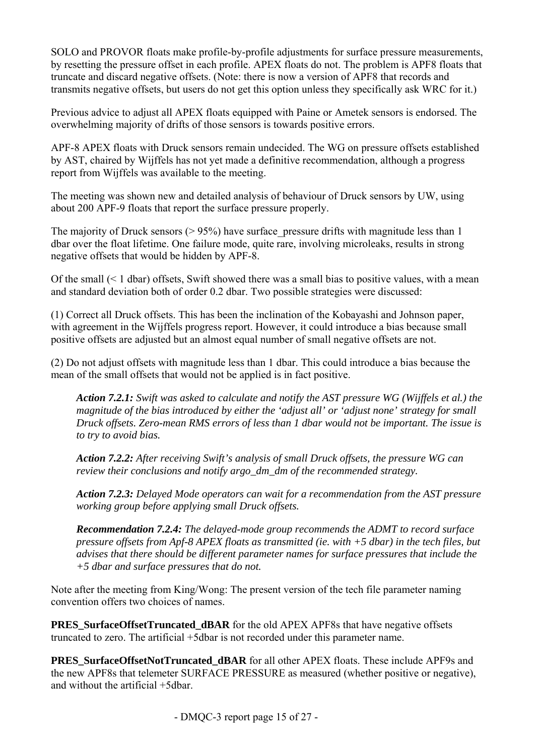SOLO and PROVOR floats make profile-by-profile adjustments for surface pressure measurements, by resetting the pressure offset in each profile. APEX floats do not. The problem is APF8 floats that truncate and discard negative offsets. (Note: there is now a version of APF8 that records and transmits negative offsets, but users do not get this option unless they specifically ask WRC for it.)

Previous advice to adjust all APEX floats equipped with Paine or Ametek sensors is endorsed. The overwhelming majority of drifts of those sensors is towards positive errors.

APF-8 APEX floats with Druck sensors remain undecided. The WG on pressure offsets established by AST, chaired by Wijffels has not yet made a definitive recommendation, although a progress report from Wijffels was available to the meeting.

The meeting was shown new and detailed analysis of behaviour of Druck sensors by UW, using about 200 APF-9 floats that report the surface pressure properly.

The majority of Druck sensors (> 95%) have surface_pressure drifts with magnitude less than 1 dbar over the float lifetime. One failure mode, quite rare, involving microleaks, results in strong negative offsets that would be hidden by APF-8.

Of the small (< 1 dbar) offsets, Swift showed there was a small bias to positive values, with a mean and standard deviation both of order 0.2 dbar. Two possible strategies were discussed:

(1) Correct all Druck offsets. This has been the inclination of the Kobayashi and Johnson paper, with agreement in the Wijffels progress report. However, it could introduce a bias because small positive offsets are adjusted but an almost equal number of small negative offsets are not.

(2) Do not adjust offsets with magnitude less than 1 dbar. This could introduce a bias because the mean of the small offsets that would not be applied is in fact positive.

> ***Action 7.2.1:*** *Swift was asked to calculate and notify the AST pressure WG (Wijffels et al.) the magnitude of the bias introduced by either the 'adjust all' or 'adjust none' strategy for small Druck offsets. Zero-mean RMS errors of less than 1 dbar would not be important. The issue is to try to avoid bias.*
>
> ***Action 7.2.2:*** *After receiving Swift's analysis of small Druck offsets, the pressure WG can review their conclusions and notify argo_dm_dm of the recommended strategy.*
>
> ***Action 7.2.3:*** *Delayed Mode operators can wait for a recommendation from the AST pressure working group before applying small Druck offsets.*
>
> ***Recommendation 7.2.4:*** *The delayed-mode group recommends the ADMT to record surface pressure offsets from Apf-8 APEX floats as transmitted (ie. with +5 dbar) in the tech files, but advises that there should be different parameter names for surface pressures that include the +5 dbar and surface pressures that do not.*

Note after the meeting from King/Wong: The present version of the tech file parameter naming convention offers two choices of names.

**PRES_SurfaceOffsetTruncated_dBAR** for the old APEX APF8s that have negative offsets truncated to zero. The artificial +5dbar is not recorded under this parameter name.

**PRES_SurfaceOffsetNotTruncated_dBAR** for all other APEX floats. These include APF9s and the new APF8s that telemeter SURFACE PRESSURE as measured (whether positive or negative), and without the artificial +5dbar.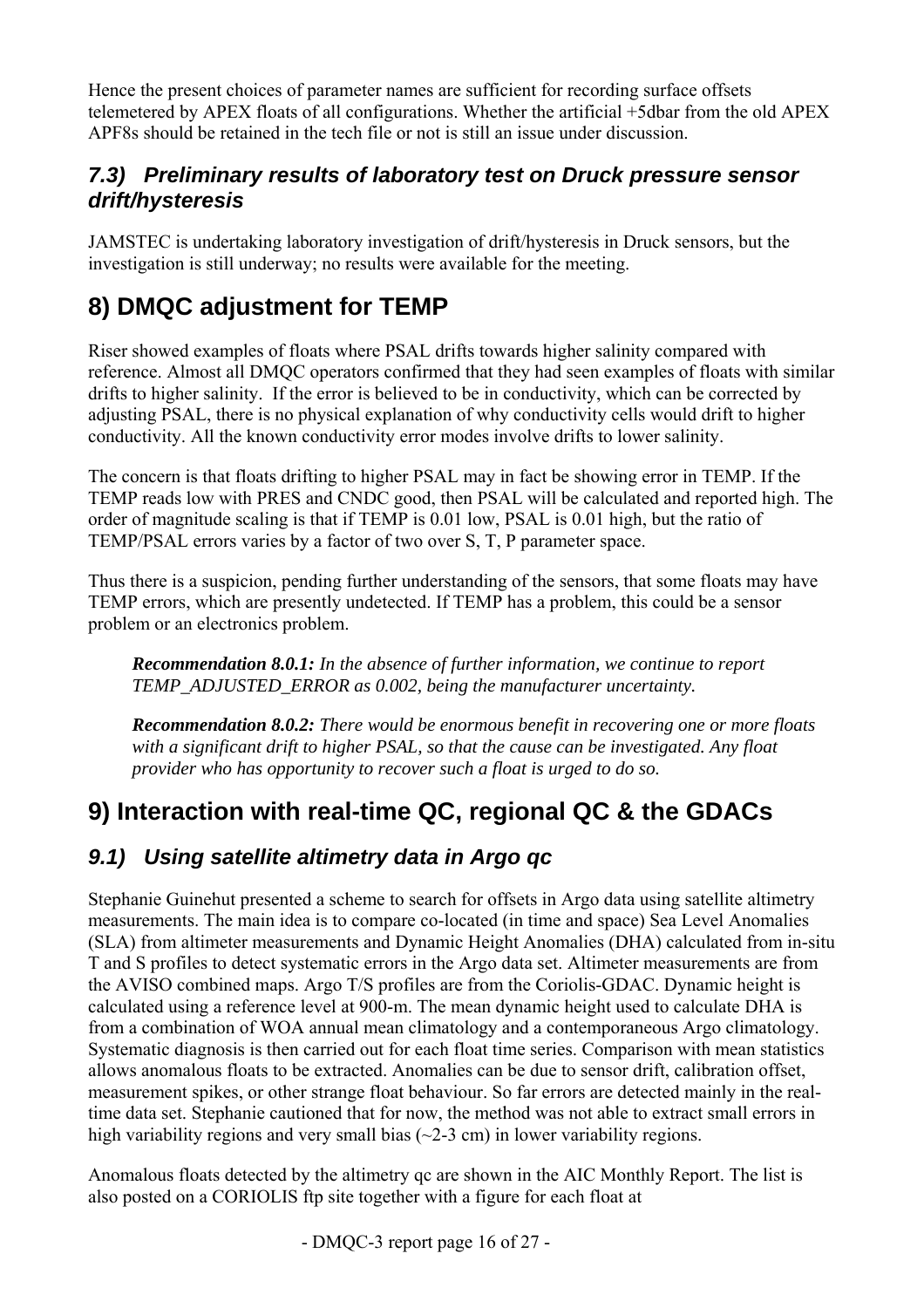Hence the present choices of parameter names are sufficient for recording surface offsets telemetered by APEX floats of all configurations. Whether the artificial +5dbar from the old APEX APF8s should be retained in the tech file or not is still an issue under discussion.

### *7.3) Preliminary results of laboratory test on Druck pressure sensor drift/hysteresis*

JAMSTEC is undertaking laboratory investigation of drift/hysteresis in Druck sensors, but the investigation is still underway; no results were available for the meeting.

## 8) DMQC adjustment for TEMP

Riser showed examples of floats where PSAL drifts towards higher salinity compared with reference. Almost all DMQC operators confirmed that they had seen examples of floats with similar drifts to higher salinity. If the error is believed to be in conductivity, which can be corrected by adjusting PSAL, there is no physical explanation of why conductivity cells would drift to higher conductivity. All the known conductivity error modes involve drifts to lower salinity.

The concern is that floats drifting to higher PSAL may in fact be showing error in TEMP. If the TEMP reads low with PRES and CNDC good, then PSAL will be calculated and reported high. The order of magnitude scaling is that if TEMP is 0.01 low, PSAL is 0.01 high, but the ratio of TEMP/PSAL errors varies by a factor of two over S, T, P parameter space.

Thus there is a suspicion, pending further understanding of the sensors, that some floats may have TEMP errors, which are presently undetected. If TEMP has a problem, this could be a sensor problem or an electronics problem.

> ***Recommendation 8.0.1:*** *In the absence of further information, we continue to report TEMP_ADJUSTED_ERROR as 0.002, being the manufacturer uncertainty.*
>
> ***Recommendation 8.0.2:*** *There would be enormous benefit in recovering one or more floats with a significant drift to higher PSAL, so that the cause can be investigated. Any float provider who has opportunity to recover such a float is urged to do so.*

## 9) Interaction with real-time QC, regional QC & the GDACs

### *9.1) Using satellite altimetry data in Argo qc*

Stephanie Guinehut presented a scheme to search for offsets in Argo data using satellite altimetry measurements. The main idea is to compare co-located (in time and space) Sea Level Anomalies (SLA) from altimeter measurements and Dynamic Height Anomalies (DHA) calculated from in-situ T and S profiles to detect systematic errors in the Argo data set. Altimeter measurements are from the AVISO combined maps. Argo T/S profiles are from the Coriolis-GDAC. Dynamic height is calculated using a reference level at 900-m. The mean dynamic height used to calculate DHA is from a combination of WOA annual mean climatology and a contemporaneous Argo climatology. Systematic diagnosis is then carried out for each float time series. Comparison with mean statistics allows anomalous floats to be extracted. Anomalies can be due to sensor drift, calibration offset, measurement spikes, or other strange float behaviour. So far errors are detected mainly in the real-time data set. Stephanie cautioned that for now, the method was not able to extract small errors in high variability regions and very small bias (~2-3 cm) in lower variability regions.

Anomalous floats detected by the altimetry qc are shown in the AIC Monthly Report. The list is also posted on a CORIOLIS ftp site together with a figure for each float at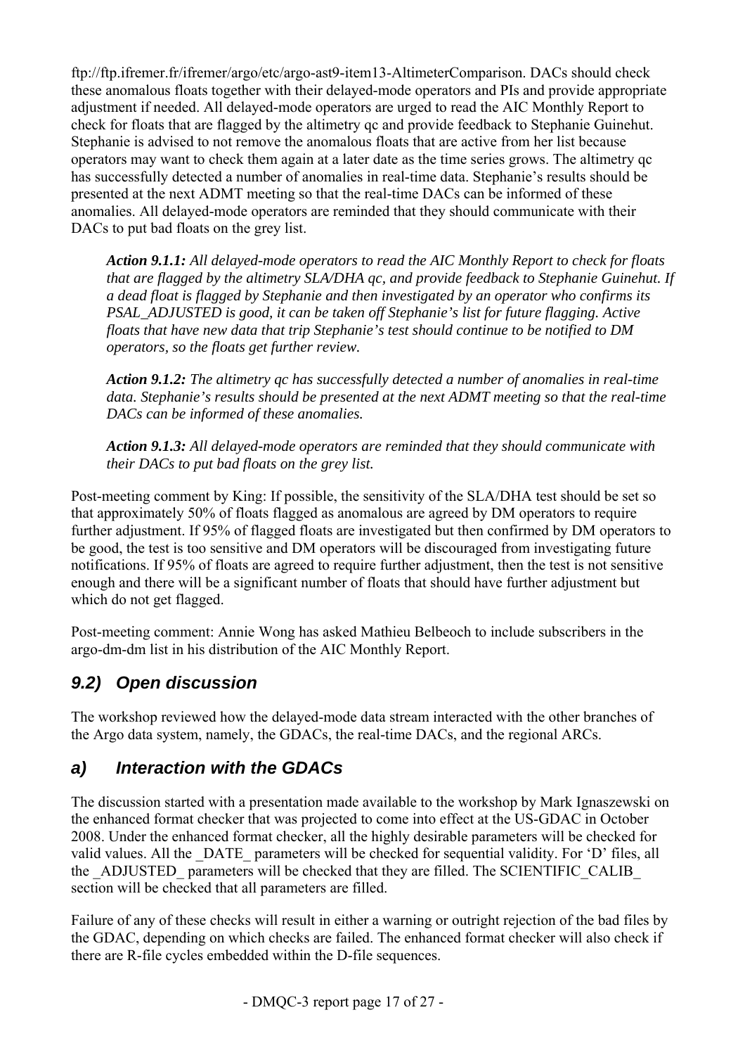ftp://ftp.ifremer.fr/ifremer/argo/etc/argo-ast9-item13-AltimeterComparison. DACs should check these anomalous floats together with their delayed-mode operators and PIs and provide appropriate adjustment if needed. All delayed-mode operators are urged to read the AIC Monthly Report to check for floats that are flagged by the altimetry qc and provide feedback to Stephanie Guinehut. Stephanie is advised to not remove the anomalous floats that are active from her list because operators may want to check them again at a later date as the time series grows. The altimetry qc has successfully detected a number of anomalies in real-time data. Stephanie's results should be presented at the next ADMT meeting so that the real-time DACs can be informed of these anomalies. All delayed-mode operators are reminded that they should communicate with their DACs to put bad floats on the grey list.

> ***Action 9.1.1:*** *All delayed-mode operators to read the AIC Monthly Report to check for floats that are flagged by the altimetry SLA/DHA qc, and provide feedback to Stephanie Guinehut. If a dead float is flagged by Stephanie and then investigated by an operator who confirms its PSAL_ADJUSTED is good, it can be taken off Stephanie's list for future flagging. Active floats that have new data that trip Stephanie's test should continue to be notified to DM operators, so the floats get further review.*
>
> ***Action 9.1.2:*** *The altimetry qc has successfully detected a number of anomalies in real-time data. Stephanie's results should be presented at the next ADMT meeting so that the real-time DACs can be informed of these anomalies.*
>
> ***Action 9.1.3:*** *All delayed-mode operators are reminded that they should communicate with their DACs to put bad floats on the grey list.*

Post-meeting comment by King: If possible, the sensitivity of the SLA/DHA test should be set so that approximately 50% of floats flagged as anomalous are agreed by DM operators to require further adjustment. If 95% of flagged floats are investigated but then confirmed by DM operators to be good, the test is too sensitive and DM operators will be discouraged from investigating future notifications. If 95% of floats are agreed to require further adjustment, then the test is not sensitive enough and there will be a significant number of floats that should have further adjustment but which do not get flagged.

Post-meeting comment: Annie Wong has asked Mathieu Belbeoch to include subscribers in the argo-dm-dm list in his distribution of the AIC Monthly Report.

## *9.2) Open discussion*

The workshop reviewed how the delayed-mode data stream interacted with the other branches of the Argo data system, namely, the GDACs, the real-time DACs, and the regional ARCs.

## *a) Interaction with the GDACs*

The discussion started with a presentation made available to the workshop by Mark Ignaszewski on the enhanced format checker that was projected to come into effect at the US-GDAC in October 2008. Under the enhanced format checker, all the highly desirable parameters will be checked for valid values. All the _DATE_ parameters will be checked for sequential validity. For 'D' files, all the _ADJUSTED_ parameters will be checked that they are filled. The SCIENTIFIC_CALIB_ section will be checked that all parameters are filled.

Failure of any of these checks will result in either a warning or outright rejection of the bad files by the GDAC, depending on which checks are failed. The enhanced format checker will also check if there are R-file cycles embedded within the D-file sequences.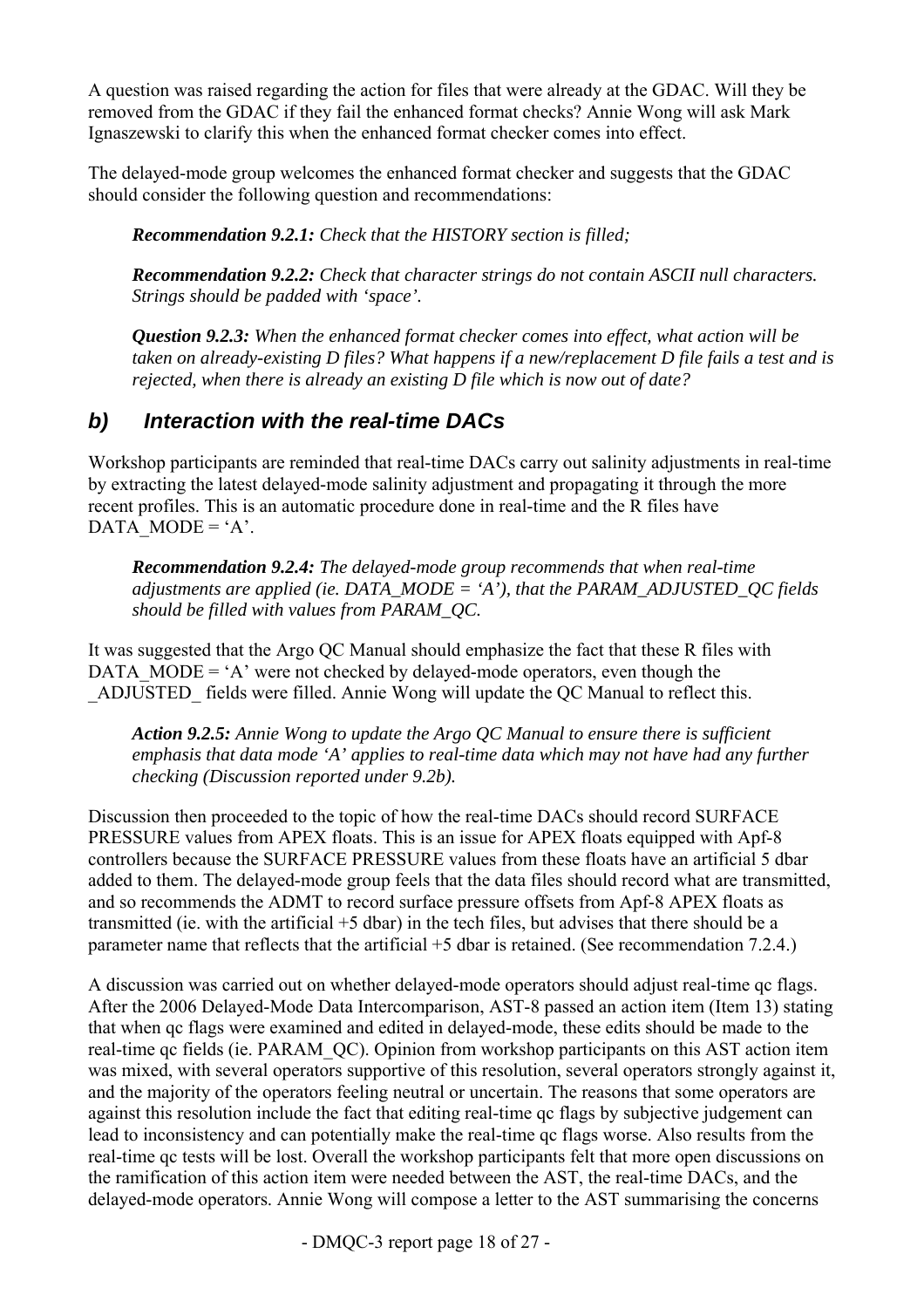A question was raised regarding the action for files that were already at the GDAC. Will they be removed from the GDAC if they fail the enhanced format checks? Annie Wong will ask Mark Ignaszewski to clarify this when the enhanced format checker comes into effect.

The delayed-mode group welcomes the enhanced format checker and suggests that the GDAC should consider the following question and recommendations:

> ***Recommendation 9.2.1:*** *Check that the HISTORY section is filled;*
>
> ***Recommendation 9.2.2:*** *Check that character strings do not contain ASCII null characters. Strings should be padded with 'space'.*
>
> ***Question 9.2.3:*** *When the enhanced format checker comes into effect, what action will be taken on already-existing D files? What happens if a new/replacement D file fails a test and is rejected, when there is already an existing D file which is now out of date?*

### b) Interaction with the real-time DACs

Workshop participants are reminded that real-time DACs carry out salinity adjustments in real-time by extracting the latest delayed-mode salinity adjustment and propagating it through the more recent profiles. This is an automatic procedure done in real-time and the R files have DATA_MODE = 'A'.

> ***Recommendation 9.2.4:*** *The delayed-mode group recommends that when real-time adjustments are applied (ie. DATA_MODE = 'A'), that the PARAM_ADJUSTED_QC fields should be filled with values from PARAM_QC.*

It was suggested that the Argo QC Manual should emphasize the fact that these R files with DATA_MODE = 'A' were not checked by delayed-mode operators, even though the _ADJUSTED_ fields were filled. Annie Wong will update the QC Manual to reflect this.

> ***Action 9.2.5:*** *Annie Wong to update the Argo QC Manual to ensure there is sufficient emphasis that data mode 'A' applies to real-time data which may not have had any further checking (Discussion reported under 9.2b).*

Discussion then proceeded to the topic of how the real-time DACs should record SURFACE PRESSURE values from APEX floats. This is an issue for APEX floats equipped with Apf-8 controllers because the SURFACE PRESSURE values from these floats have an artificial 5 dbar added to them. The delayed-mode group feels that the data files should record what are transmitted, and so recommends the ADMT to record surface pressure offsets from Apf-8 APEX floats as transmitted (ie. with the artificial +5 dbar) in the tech files, but advises that there should be a parameter name that reflects that the artificial +5 dbar is retained. (See recommendation 7.2.4.)

A discussion was carried out on whether delayed-mode operators should adjust real-time qc flags. After the 2006 Delayed-Mode Data Intercomparison, AST-8 passed an action item (Item 13) stating that when qc flags were examined and edited in delayed-mode, these edits should be made to the real-time qc fields (ie. PARAM_QC). Opinion from workshop participants on this AST action item was mixed, with several operators supportive of this resolution, several operators strongly against it, and the majority of the operators feeling neutral or uncertain. The reasons that some operators are against this resolution include the fact that editing real-time qc flags by subjective judgement can lead to inconsistency and can potentially make the real-time qc flags worse. Also results from the real-time qc tests will be lost. Overall the workshop participants felt that more open discussions on the ramification of this action item were needed between the AST, the real-time DACs, and the delayed-mode operators. Annie Wong will compose a letter to the AST summarising the concerns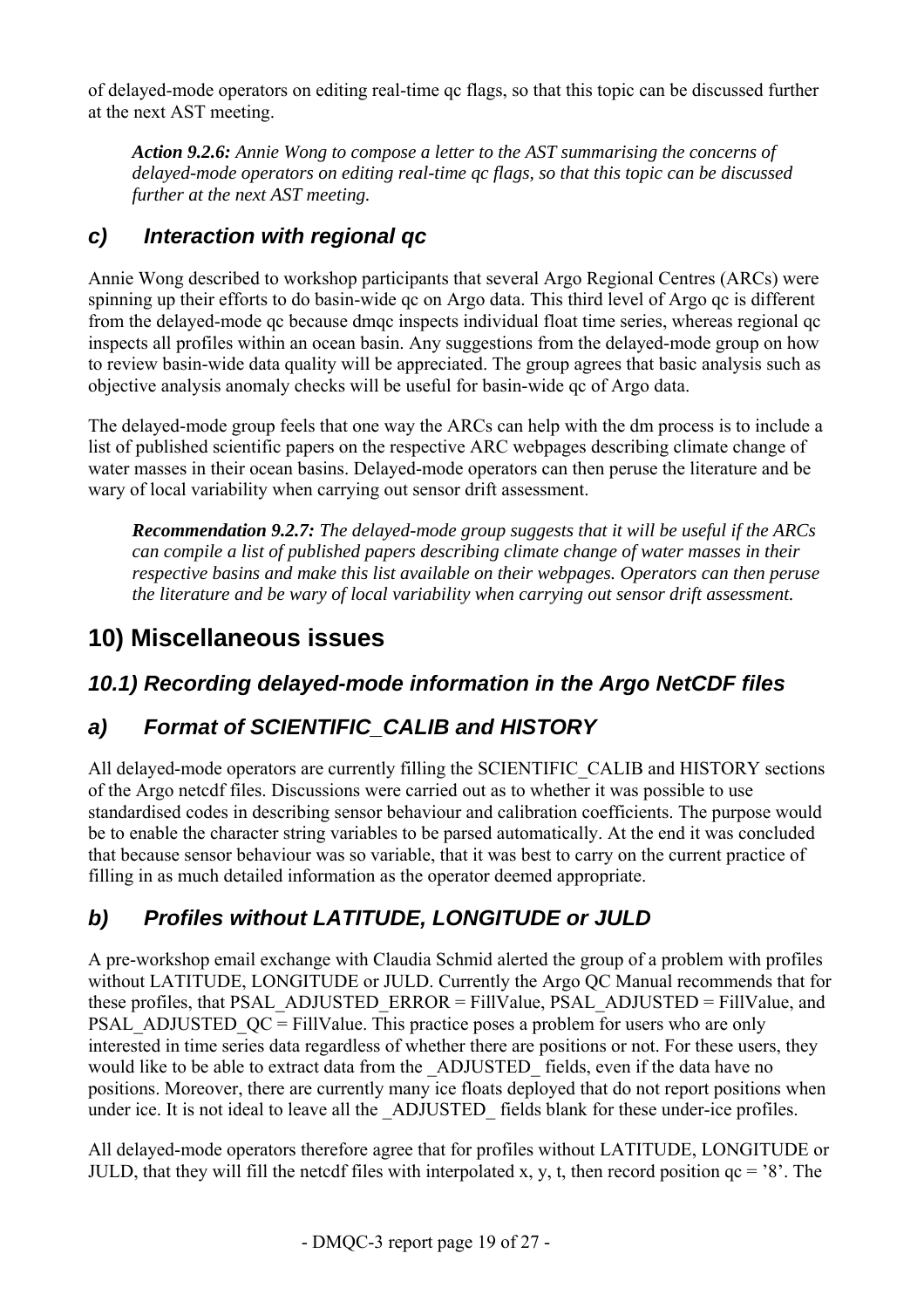of delayed-mode operators on editing real-time qc flags, so that this topic can be discussed further at the next AST meeting.

> ***Action 9.2.6:*** *Annie Wong to compose a letter to the AST summarising the concerns of delayed-mode operators on editing real-time qc flags, so that this topic can be discussed further at the next AST meeting.*

### *c) Interaction with regional qc*

Annie Wong described to workshop participants that several Argo Regional Centres (ARCs) were spinning up their efforts to do basin-wide qc on Argo data. This third level of Argo qc is different from the delayed-mode qc because dmqc inspects individual float time series, whereas regional qc inspects all profiles within an ocean basin. Any suggestions from the delayed-mode group on how to review basin-wide data quality will be appreciated. The group agrees that basic analysis such as objective analysis anomaly checks will be useful for basin-wide qc of Argo data.

The delayed-mode group feels that one way the ARCs can help with the dm process is to include a list of published scientific papers on the respective ARC webpages describing climate change of water masses in their ocean basins. Delayed-mode operators can then peruse the literature and be wary of local variability when carrying out sensor drift assessment.

> ***Recommendation 9.2.7:*** *The delayed-mode group suggests that it will be useful if the ARCs can compile a list of published papers describing climate change of water masses in their respective basins and make this list available on their webpages. Operators can then peruse the literature and be wary of local variability when carrying out sensor drift assessment.*

# 10) Miscellaneous issues

## *10.1) Recording delayed-mode information in the Argo NetCDF files*

### *a) Format of SCIENTIFIC_CALIB and HISTORY*

All delayed-mode operators are currently filling the SCIENTIFIC_CALIB and HISTORY sections of the Argo netcdf files. Discussions were carried out as to whether it was possible to use standardised codes in describing sensor behaviour and calibration coefficients. The purpose would be to enable the character string variables to be parsed automatically. At the end it was concluded that because sensor behaviour was so variable, that it was best to carry on the current practice of filling in as much detailed information as the operator deemed appropriate.

### *b) Profiles without LATITUDE, LONGITUDE or JULD*

A pre-workshop email exchange with Claudia Schmid alerted the group of a problem with profiles without LATITUDE, LONGITUDE or JULD. Currently the Argo QC Manual recommends that for these profiles, that PSAL_ADJUSTED_ERROR = FillValue, PSAL_ADJUSTED = FillValue, and PSAL_ADJUSTED_QC = FillValue. This practice poses a problem for users who are only interested in time series data regardless of whether there are positions or not. For these users, they would like to be able to extract data from the _ADJUSTED_ fields, even if the data have no positions. Moreover, there are currently many ice floats deployed that do not report positions when under ice. It is not ideal to leave all the _ADJUSTED_ fields blank for these under-ice profiles.

All delayed-mode operators therefore agree that for profiles without LATITUDE, LONGITUDE or JULD, that they will fill the netcdf files with interpolated x, y, t, then record position qc = '8'. The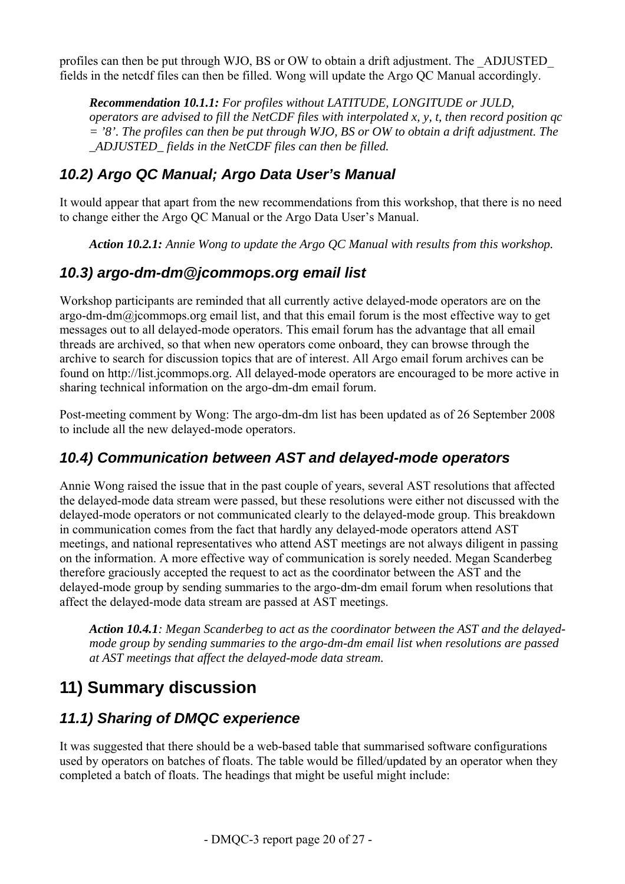profiles can then be put through WJO, BS or OW to obtain a drift adjustment. The _ADJUSTED_ fields in the netcdf files can then be filled. Wong will update the Argo QC Manual accordingly.

> ***Recommendation 10.1.1:*** *For profiles without LATITUDE, LONGITUDE or JULD, operators are advised to fill the NetCDF files with interpolated x, y, t, then record position qc = '8'. The profiles can then be put through WJO, BS or OW to obtain a drift adjustment. The _ADJUSTED_ fields in the NetCDF files can then be filled.*

### 10.2) Argo QC Manual; Argo Data User's Manual

It would appear that apart from the new recommendations from this workshop, that there is no need to change either the Argo QC Manual or the Argo Data User's Manual.

> ***Action 10.2.1:*** *Annie Wong to update the Argo QC Manual with results from this workshop.*

### 10.3) argo-dm-dm@jcommops.org email list

Workshop participants are reminded that all currently active delayed-mode operators are on the argo-dm-dm@jcommops.org email list, and that this email forum is the most effective way to get messages out to all delayed-mode operators. This email forum has the advantage that all email threads are archived, so that when new operators come onboard, they can browse through the archive to search for discussion topics that are of interest. All Argo email forum archives can be found on http://list.jcommops.org. All delayed-mode operators are encouraged to be more active in sharing technical information on the argo-dm-dm email forum.

Post-meeting comment by Wong: The argo-dm-dm list has been updated as of 26 September 2008 to include all the new delayed-mode operators.

### 10.4) Communication between AST and delayed-mode operators

Annie Wong raised the issue that in the past couple of years, several AST resolutions that affected the delayed-mode data stream were passed, but these resolutions were either not discussed with the delayed-mode operators or not communicated clearly to the delayed-mode group. This breakdown in communication comes from the fact that hardly any delayed-mode operators attend AST meetings, and national representatives who attend AST meetings are not always diligent in passing on the information. A more effective way of communication is sorely needed. Megan Scanderbeg therefore graciously accepted the request to act as the coordinator between the AST and the delayed-mode group by sending summaries to the argo-dm-dm email forum when resolutions that affect the delayed-mode data stream are passed at AST meetings.

> ***Action 10.4.1****: Megan Scanderbeg to act as the coordinator between the AST and the delayed-mode group by sending summaries to the argo-dm-dm email list when resolutions are passed at AST meetings that affect the delayed-mode data stream.*

## 11) Summary discussion

### 11.1) Sharing of DMQC experience

It was suggested that there should be a web-based table that summarised software configurations used by operators on batches of floats. The table would be filled/updated by an operator when they completed a batch of floats. The headings that might be useful might include: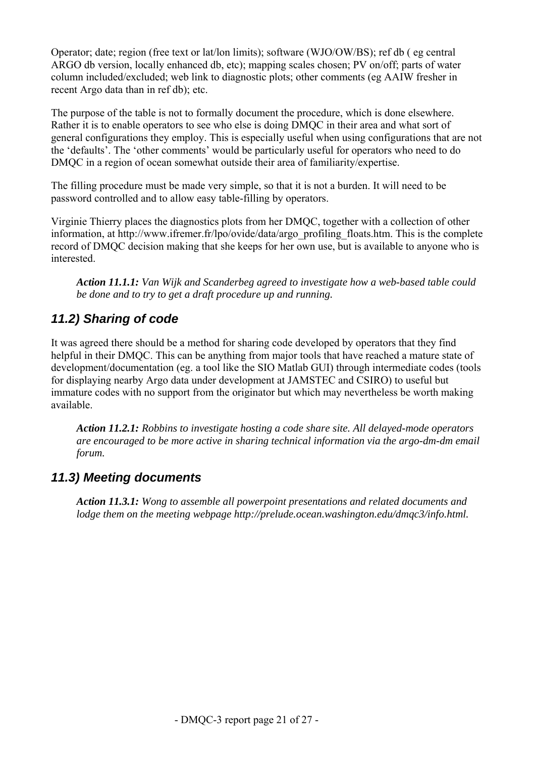Operator; date; region (free text or lat/lon limits); software (WJO/OW/BS); ref db ( eg central ARGO db version, locally enhanced db, etc); mapping scales chosen; PV on/off; parts of water column included/excluded; web link to diagnostic plots; other comments (eg AAIW fresher in recent Argo data than in ref db); etc.

The purpose of the table is not to formally document the procedure, which is done elsewhere. Rather it is to enable operators to see who else is doing DMQC in their area and what sort of general configurations they employ. This is especially useful when using configurations that are not the 'defaults'. The 'other comments' would be particularly useful for operators who need to do DMQC in a region of ocean somewhat outside their area of familiarity/expertise.

The filling procedure must be made very simple, so that it is not a burden. It will need to be password controlled and to allow easy table-filling by operators.

Virginie Thierry places the diagnostics plots from her DMQC, together with a collection of other information, at http://www.ifremer.fr/lpo/ovide/data/argo_profiling_floats.htm. This is the complete record of DMQC decision making that she keeps for her own use, but is available to anyone who is interested.

> ***Action 11.1.1:*** *Van Wijk and Scanderbeg agreed to investigate how a web-based table could be done and to try to get a draft procedure up and running.*

## 11.2) Sharing of code

It was agreed there should be a method for sharing code developed by operators that they find helpful in their DMQC. This can be anything from major tools that have reached a mature state of development/documentation (eg. a tool like the SIO Matlab GUI) through intermediate codes (tools for displaying nearby Argo data under development at JAMSTEC and CSIRO) to useful but immature codes with no support from the originator but which may nevertheless be worth making available.

> ***Action 11.2.1:*** *Robbins to investigate hosting a code share site. All delayed-mode operators are encouraged to be more active in sharing technical information via the argo-dm-dm email forum.*

## 11.3) Meeting documents

> ***Action 11.3.1:*** *Wong to assemble all powerpoint presentations and related documents and lodge them on the meeting webpage http://prelude.ocean.washington.edu/dmqc3/info.html.*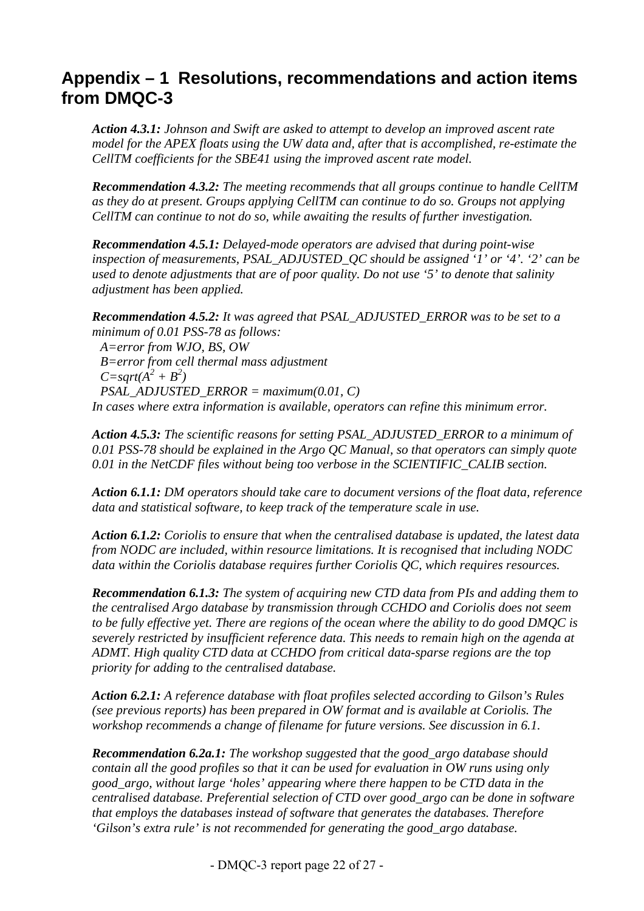# Appendix – 1 Resolutions, recommendations and action items from DMQC-3

***Action 4.3.1:*** *Johnson and Swift are asked to attempt to develop an improved ascent rate model for the APEX floats using the UW data and, after that is accomplished, re-estimate the CellTM coefficients for the SBE41 using the improved ascent rate model.*

***Recommendation 4.3.2:*** *The meeting recommends that all groups continue to handle CellTM as they do at present. Groups applying CellTM can continue to do so. Groups not applying CellTM can continue to not do so, while awaiting the results of further investigation.*

***Recommendation 4.5.1:*** *Delayed-mode operators are advised that during point-wise inspection of measurements, PSAL_ADJUSTED_QC should be assigned '1' or '4'. '2' can be used to denote adjustments that are of poor quality. Do not use '5' to denote that salinity adjustment has been applied.*

***Recommendation 4.5.2:*** *It was agreed that PSAL_ADJUSTED_ERROR was to be set to a minimum of 0.01 PSS-78 as follows:*

*A=error from WJO, BS, OW*
*B=error from cell thermal mass adjustment*
$C=sqrt(A^2 + B^2)$
*PSAL_ADJUSTED_ERROR = maximum(0.01, C)*

*In cases where extra information is available, operators can refine this minimum error.*

***Action 4.5.3:*** *The scientific reasons for setting PSAL_ADJUSTED_ERROR to a minimum of 0.01 PSS-78 should be explained in the Argo QC Manual, so that operators can simply quote 0.01 in the NetCDF files without being too verbose in the SCIENTIFIC_CALIB section.*

***Action 6.1.1:*** *DM operators should take care to document versions of the float data, reference data and statistical software, to keep track of the temperature scale in use.*

***Action 6.1.2:*** *Coriolis to ensure that when the centralised database is updated, the latest data from NODC are included, within resource limitations. It is recognised that including NODC data within the Coriolis database requires further Coriolis QC, which requires resources.*

***Recommendation 6.1.3:*** *The system of acquiring new CTD data from PIs and adding them to the centralised Argo database by transmission through CCHDO and Coriolis does not seem to be fully effective yet. There are regions of the ocean where the ability to do good DMQC is severely restricted by insufficient reference data. This needs to remain high on the agenda at ADMT. High quality CTD data at CCHDO from critical data-sparse regions are the top priority for adding to the centralised database.*

***Action 6.2.1:*** *A reference database with float profiles selected according to Gilson's Rules (see previous reports) has been prepared in OW format and is available at Coriolis. The workshop recommends a change of filename for future versions. See discussion in 6.1.*

***Recommendation 6.2a.1:*** *The workshop suggested that the good_argo database should contain all the good profiles so that it can be used for evaluation in OW runs using only good_argo, without large 'holes' appearing where there happen to be CTD data in the centralised database. Preferential selection of CTD over good_argo can be done in software that employs the databases instead of software that generates the databases. Therefore 'Gilson's extra rule' is not recommended for generating the good_argo database.*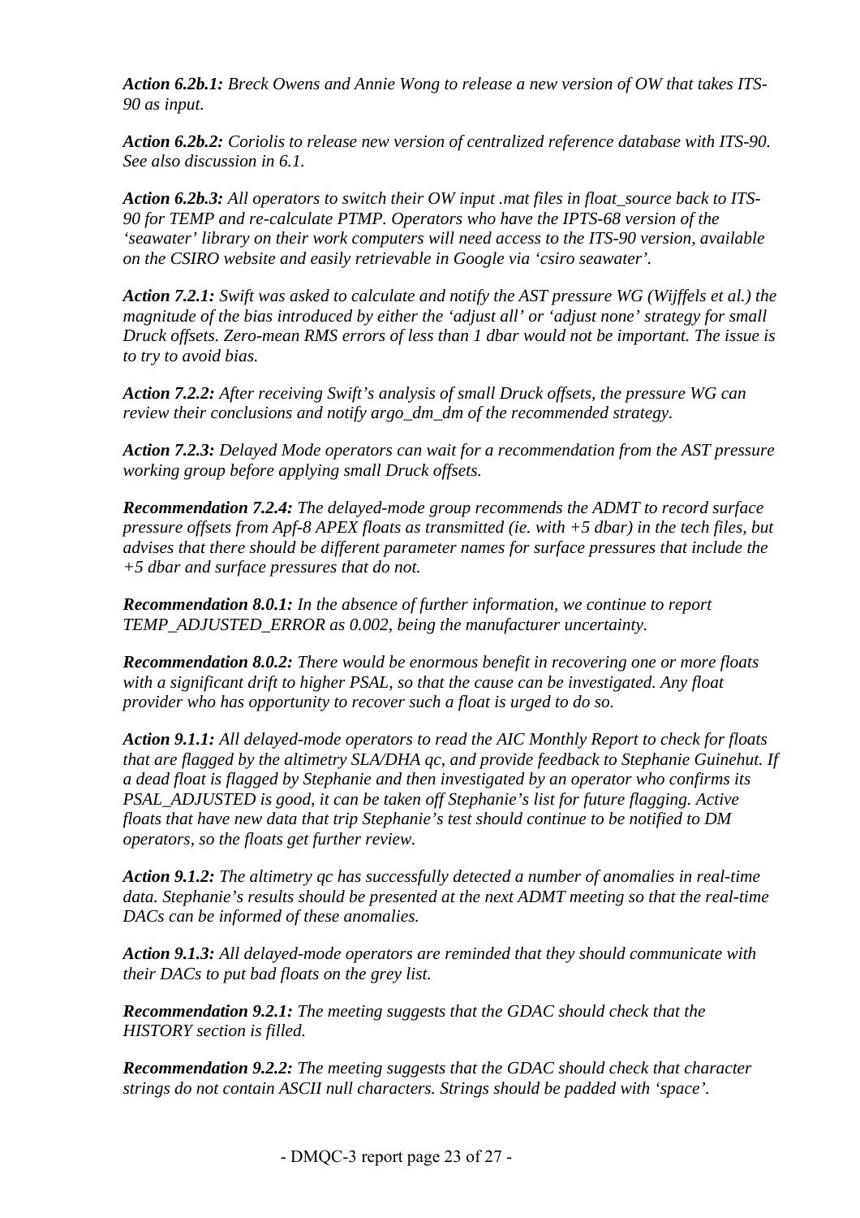***Action 6.2b.1:*** *Breck Owens and Annie Wong to release a new version of OW that takes ITS-90 as input.*

***Action 6.2b.2:*** *Coriolis to release new version of centralized reference database with ITS-90. See also discussion in 6.1.*

***Action 6.2b.3:*** *All operators to switch their OW input .mat files in float_source back to ITS-90 for TEMP and re-calculate PTMP. Operators who have the IPTS-68 version of the 'seawater' library on their work computers will need access to the ITS-90 version, available on the CSIRO website and easily retrievable in Google via 'csiro seawater'.*

***Action 7.2.1:*** *Swift was asked to calculate and notify the AST pressure WG (Wijffels et al.) the magnitude of the bias introduced by either the 'adjust all' or 'adjust none' strategy for small Druck offsets. Zero-mean RMS errors of less than 1 dbar would not be important. The issue is to try to avoid bias.*

***Action 7.2.2:*** *After receiving Swift's analysis of small Druck offsets, the pressure WG can review their conclusions and notify argo_dm_dm of the recommended strategy.*

***Action 7.2.3:*** *Delayed Mode operators can wait for a recommendation from the AST pressure working group before applying small Druck offsets.*

***Recommendation 7.2.4:*** *The delayed-mode group recommends the ADMT to record surface pressure offsets from Apf-8 APEX floats as transmitted (ie. with +5 dbar) in the tech files, but advises that there should be different parameter names for surface pressures that include the +5 dbar and surface pressures that do not.*

***Recommendation 8.0.1:*** *In the absence of further information, we continue to report TEMP_ADJUSTED_ERROR as 0.002, being the manufacturer uncertainty.*

***Recommendation 8.0.2:*** *There would be enormous benefit in recovering one or more floats with a significant drift to higher PSAL, so that the cause can be investigated. Any float provider who has opportunity to recover such a float is urged to do so.*

***Action 9.1.1:*** *All delayed-mode operators to read the AIC Monthly Report to check for floats that are flagged by the altimetry SLA/DHA qc, and provide feedback to Stephanie Guinehut. If a dead float is flagged by Stephanie and then investigated by an operator who confirms its PSAL_ADJUSTED is good, it can be taken off Stephanie's list for future flagging. Active floats that have new data that trip Stephanie's test should continue to be notified to DM operators, so the floats get further review.*

***Action 9.1.2:*** *The altimetry qc has successfully detected a number of anomalies in real-time data. Stephanie's results should be presented at the next ADMT meeting so that the real-time DACs can be informed of these anomalies.*

***Action 9.1.3:*** *All delayed-mode operators are reminded that they should communicate with their DACs to put bad floats on the grey list.*

***Recommendation 9.2.1:*** *The meeting suggests that the GDAC should check that the HISTORY section is filled.*

***Recommendation 9.2.2:*** *The meeting suggests that the GDAC should check that character strings do not contain ASCII null characters. Strings should be padded with 'space'.*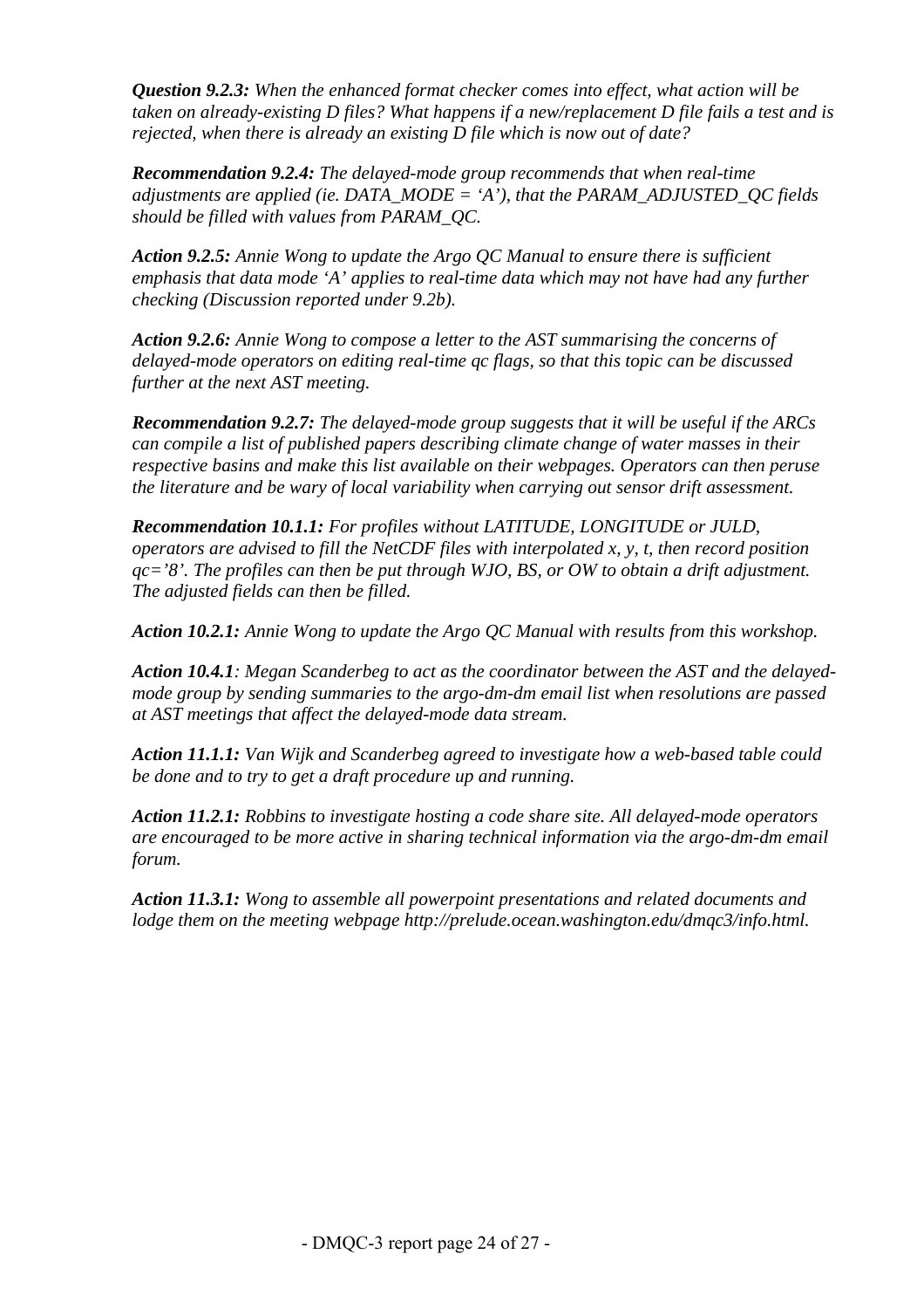***Question 9.2.3:*** *When the enhanced format checker comes into effect, what action will be taken on already-existing D files? What happens if a new/replacement D file fails a test and is rejected, when there is already an existing D file which is now out of date?*

***Recommendation 9.2.4:*** *The delayed-mode group recommends that when real-time adjustments are applied (ie. DATA_MODE = 'A'), that the PARAM_ADJUSTED_QC fields should be filled with values from PARAM_QC.*

***Action 9.2.5:*** *Annie Wong to update the Argo QC Manual to ensure there is sufficient emphasis that data mode 'A' applies to real-time data which may not have had any further checking (Discussion reported under 9.2b).*

***Action 9.2.6:*** *Annie Wong to compose a letter to the AST summarising the concerns of delayed-mode operators on editing real-time qc flags, so that this topic can be discussed further at the next AST meeting.*

***Recommendation 9.2.7:*** *The delayed-mode group suggests that it will be useful if the ARCs can compile a list of published papers describing climate change of water masses in their respective basins and make this list available on their webpages. Operators can then peruse the literature and be wary of local variability when carrying out sensor drift assessment.*

***Recommendation 10.1.1:*** *For profiles without LATITUDE, LONGITUDE or JULD, operators are advised to fill the NetCDF files with interpolated x, y, t, then record position qc='8'. The profiles can then be put through WJO, BS, or OW to obtain a drift adjustment. The adjusted fields can then be filled.*

***Action 10.2.1:*** *Annie Wong to update the Argo QC Manual with results from this workshop.*

***Action 10.4.1****: Megan Scanderbeg to act as the coordinator between the AST and the delayed-mode group by sending summaries to the argo-dm-dm email list when resolutions are passed at AST meetings that affect the delayed-mode data stream.*

***Action 11.1.1:*** *Van Wijk and Scanderbeg agreed to investigate how a web-based table could be done and to try to get a draft procedure up and running.*

***Action 11.2.1:*** *Robbins to investigate hosting a code share site. All delayed-mode operators are encouraged to be more active in sharing technical information via the argo-dm-dm email forum.*

***Action 11.3.1:*** *Wong to assemble all powerpoint presentations and related documents and lodge them on the meeting webpage http://prelude.ocean.washington.edu/dmqc3/info.html.*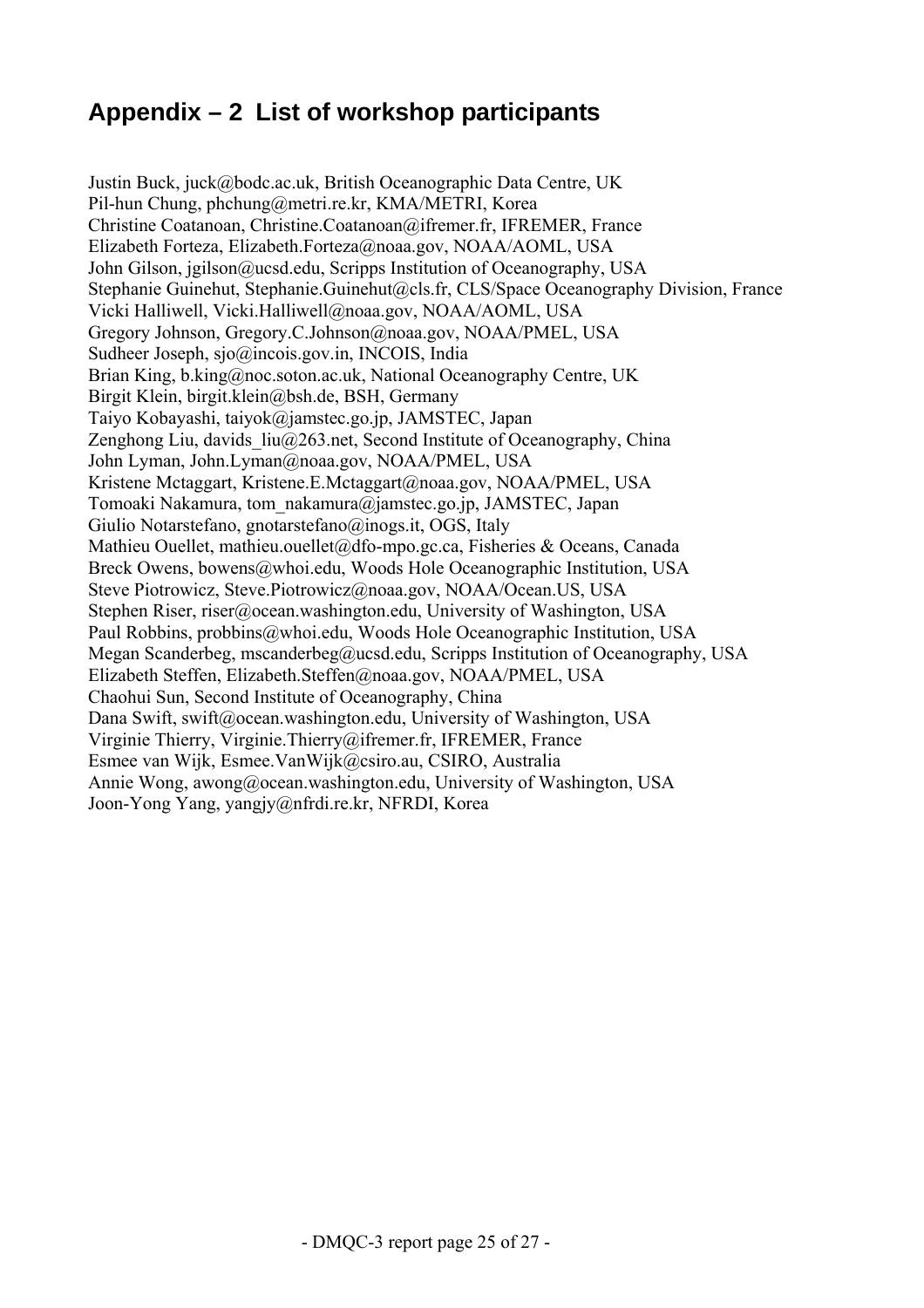## Appendix – 2 List of workshop participants

Justin Buck, juck@bodc.ac.uk, British Oceanographic Data Centre, UK
Pil-hun Chung, phchung@metri.re.kr, KMA/METRI, Korea
Christine Coatanoan, Christine.Coatanoan@ifremer.fr, IFREMER, France
Elizabeth Forteza, Elizabeth.Forteza@noaa.gov, NOAA/AOML, USA
John Gilson, jgilson@ucsd.edu, Scripps Institution of Oceanography, USA
Stephanie Guinehut, Stephanie.Guinehut@cls.fr, CLS/Space Oceanography Division, France
Vicki Halliwell, Vicki.Halliwell@noaa.gov, NOAA/AOML, USA
Gregory Johnson, Gregory.C.Johnson@noaa.gov, NOAA/PMEL, USA
Sudheer Joseph, sjo@incois.gov.in, INCOIS, India
Brian King, b.king@noc.soton.ac.uk, National Oceanography Centre, UK
Birgit Klein, birgit.klein@bsh.de, BSH, Germany
Taiyo Kobayashi, taiyok@jamstec.go.jp, JAMSTEC, Japan
Zenghong Liu, davids_liu@263.net, Second Institute of Oceanography, China
John Lyman, John.Lyman@noaa.gov, NOAA/PMEL, USA
Kristene Mctaggart, Kristene.E.Mctaggart@noaa.gov, NOAA/PMEL, USA
Tomoaki Nakamura, tom_nakamura@jamstec.go.jp, JAMSTEC, Japan
Giulio Notarstefano, gnotarstefano@inogs.it, OGS, Italy
Mathieu Ouellet, mathieu.ouellet@dfo-mpo.gc.ca, Fisheries & Oceans, Canada
Breck Owens, bowens@whoi.edu, Woods Hole Oceanographic Institution, USA
Steve Piotrowicz, Steve.Piotrowicz@noaa.gov, NOAA/Ocean.US, USA
Stephen Riser, riser@ocean.washington.edu, University of Washington, USA
Paul Robbins, probbins@whoi.edu, Woods Hole Oceanographic Institution, USA
Megan Scanderbeg, mscanderbeg@ucsd.edu, Scripps Institution of Oceanography, USA
Elizabeth Steffen, Elizabeth.Steffen@noaa.gov, NOAA/PMEL, USA
Chaohui Sun, Second Institute of Oceanography, China
Dana Swift, swift@ocean.washington.edu, University of Washington, USA
Virginie Thierry, Virginie.Thierry@ifremer.fr, IFREMER, France
Esmee van Wijk, Esmee.VanWijk@csiro.au, CSIRO, Australia
Annie Wong, awong@ocean.washington.edu, University of Washington, USA
Joon-Yong Yang, yangjy@nfrdi.re.kr, NFRDI, Korea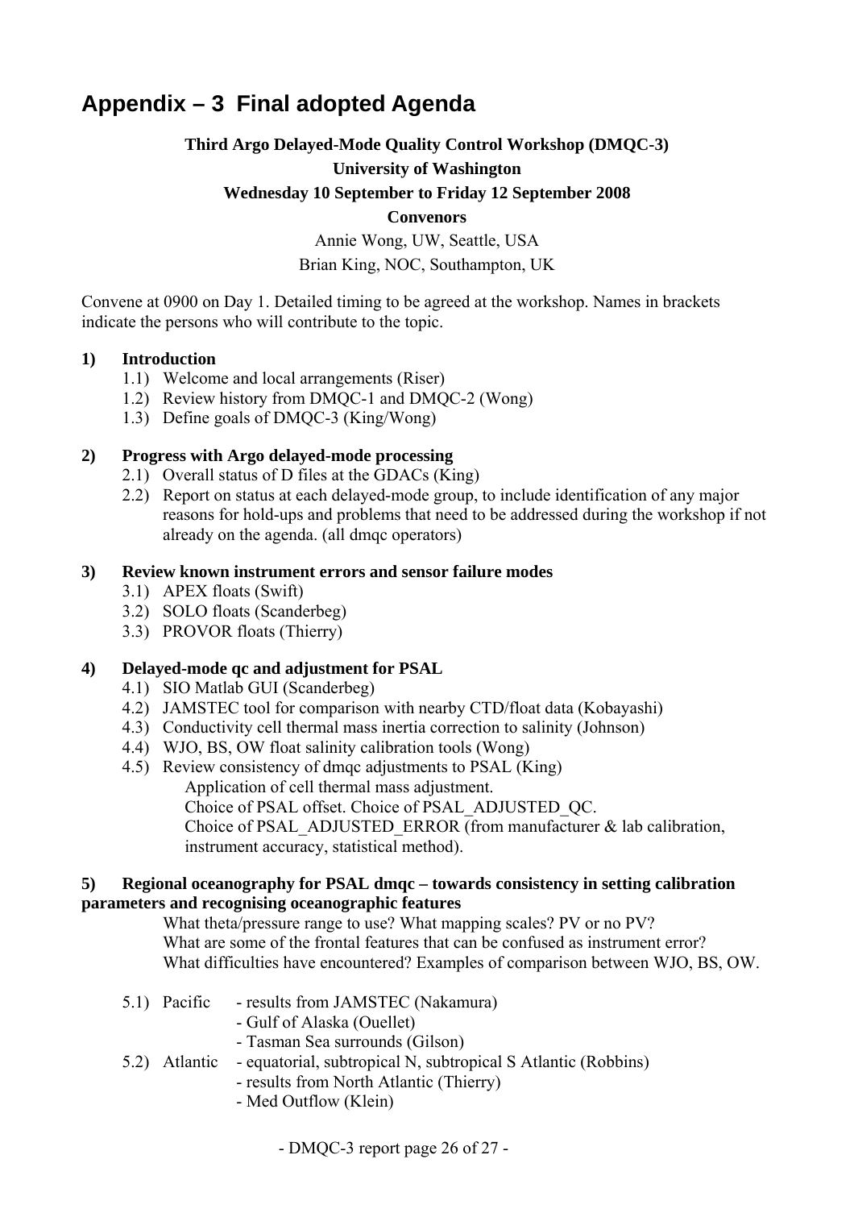# Appendix – 3 Final adopted Agenda

**Third Argo Delayed-Mode Quality Control Workshop (DMQC-3)**

**University of Washington**

**Wednesday 10 September to Friday 12 September 2008**

**Convenors**

Annie Wong, UW, Seattle, USA

Brian King, NOC, Southampton, UK

Convene at 0900 on Day 1. Detailed timing to be agreed at the workshop. Names in brackets indicate the persons who will contribute to the topic.

**1) Introduction**

- 1.1) Welcome and local arrangements (Riser)
- 1.2) Review history from DMQC-1 and DMQC-2 (Wong)
- 1.3) Define goals of DMQC-3 (King/Wong)

**2) Progress with Argo delayed-mode processing**

- 2.1) Overall status of D files at the GDACs (King)
- 2.2) Report on status at each delayed-mode group, to include identification of any major reasons for hold-ups and problems that need to be addressed during the workshop if not already on the agenda. (all dmqc operators)

**3) Review known instrument errors and sensor failure modes**

- 3.1) APEX floats (Swift)
- 3.2) SOLO floats (Scanderbeg)
- 3.3) PROVOR floats (Thierry)

**4) Delayed-mode qc and adjustment for PSAL**

- 4.1) SIO Matlab GUI (Scanderbeg)
- 4.2) JAMSTEC tool for comparison with nearby CTD/float data (Kobayashi)
- 4.3) Conductivity cell thermal mass inertia correction to salinity (Johnson)
- 4.4) WJO, BS, OW float salinity calibration tools (Wong)
- 4.5) Review consistency of dmqc adjustments to PSAL (King)
  Application of cell thermal mass adjustment.
  Choice of PSAL offset. Choice of PSAL_ADJUSTED_QC.
  Choice of PSAL_ADJUSTED_ERROR (from manufacturer & lab calibration, instrument accuracy, statistical method).

**5) Regional oceanography for PSAL dmqc – towards consistency in setting calibration parameters and recognising oceanographic features**

What theta/pressure range to use? What mapping scales? PV or no PV?
What are some of the frontal features that can be confused as instrument error?
What difficulties have encountered? Examples of comparison between WJO, BS, OW.

- 5.1) Pacific
  - results from JAMSTEC (Nakamura)
  - Gulf of Alaska (Ouellet)
  - Tasman Sea surrounds (Gilson)
- 5.2) Atlantic
  - equatorial, subtropical N, subtropical S Atlantic (Robbins)
  - results from North Atlantic (Thierry)
  - Med Outflow (Klein)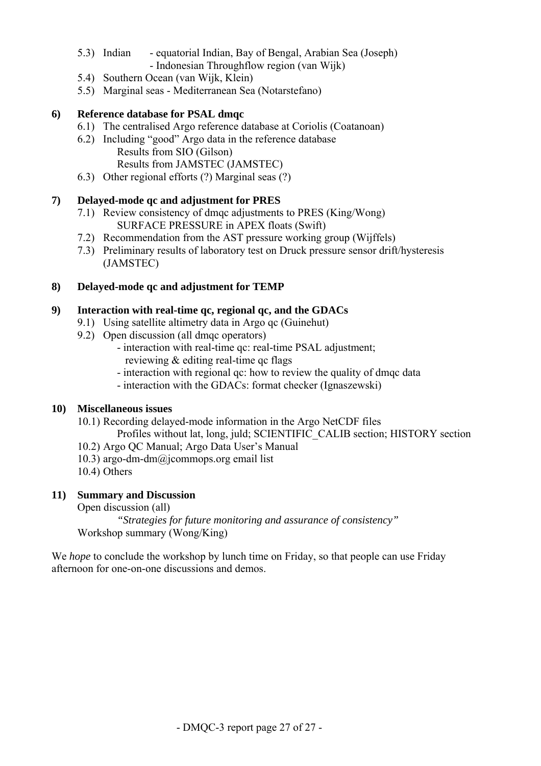5.3) Indian - equatorial Indian, Bay of Bengal, Arabian Sea (Joseph)
- Indonesian Throughflow region (van Wijk)

5.4) Southern Ocean (van Wijk, Klein)

5.5) Marginal seas - Mediterranean Sea (Notarstefano)

**6) Reference database for PSAL dmqc**

6.1) The centralised Argo reference database at Coriolis (Coatanoan)

6.2) Including "good" Argo data in the reference database
Results from SIO (Gilson)
Results from JAMSTEC (JAMSTEC)

6.3) Other regional efforts (?) Marginal seas (?)

**7) Delayed-mode qc and adjustment for PRES**

7.1) Review consistency of dmqc adjustments to PRES (King/Wong)
SURFACE PRESSURE in APEX floats (Swift)

7.2) Recommendation from the AST pressure working group (Wijffels)

7.3) Preliminary results of laboratory test on Druck pressure sensor drift/hysteresis (JAMSTEC)

**8) Delayed-mode qc and adjustment for TEMP**

**9) Interaction with real-time qc, regional qc, and the GDACs**

9.1) Using satellite altimetry data in Argo qc (Guinehut)

9.2) Open discussion (all dmqc operators)
- interaction with real-time qc: real-time PSAL adjustment; reviewing & editing real-time qc flags
- interaction with regional qc: how to review the quality of dmqc data
- interaction with the GDACs: format checker (Ignaszewski)

**10) Miscellaneous issues**

10.1) Recording delayed-mode information in the Argo NetCDF files
Profiles without lat, long, juld; SCIENTIFIC_CALIB section; HISTORY section

10.2) Argo QC Manual; Argo Data User's Manual

10.3) argo-dm-dm@jcommops.org email list

10.4) Others

**11) Summary and Discussion**

Open discussion (all)
*"Strategies for future monitoring and assurance of consistency"*
Workshop summary (Wong/King)

We *hope* to conclude the workshop by lunch time on Friday, so that people can use Friday afternoon for one-on-one discussions and demos.